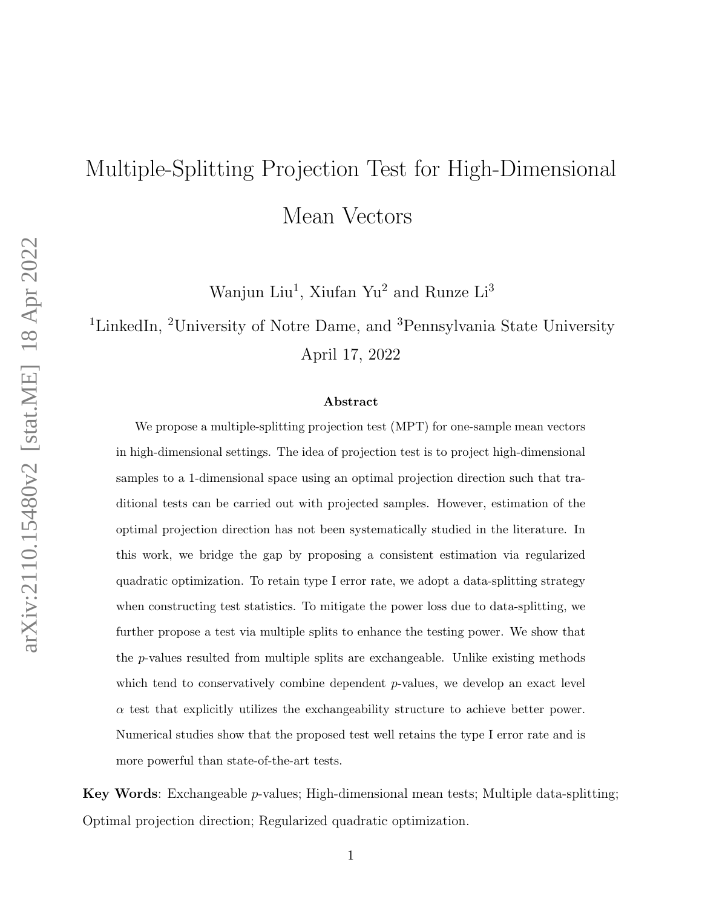# Multiple-Splitting Projection Test for High-Dimensional Mean Vectors

Wanjun Liu[1], Xiufan Yu[2] and Runze Li[3]

[1]LinkedIn, [2]University of Notre Dame, and [3]Pennsylvania State University

April 17, 2022

### Abstract

We propose a multiple-splitting projection test (MPT) for one-sample mean vectors in high-dimensional settings. The idea of projection test is to project high-dimensional samples to a 1-dimensional space using an optimal projection direction such that traditional tests can be carried out with projected samples. However, estimation of the optimal projection direction has not been systematically studied in the literature. In this work, we bridge the gap by proposing a consistent estimation via regularized quadratic optimization. To retain type I error rate, we adopt a data-splitting strategy when constructing test statistics. To mitigate the power loss due to data-splitting, we further propose a test via multiple splits to enhance the testing power. We show that the $p$-values resulted from multiple splits are exchangeable. Unlike existing methods which tend to conservatively combine dependent $p$-values, we develop an exact level $\alpha$ test that explicitly utilizes the exchangeability structure to achieve better power. Numerical studies show that the proposed test well retains the type I error rate and is more powerful than state-of-the-art tests.

**Key Words**: Exchangeable $p$-values; High-dimensional mean tests; Multiple data-splitting; Optimal projection direction; Regularized quadratic optimization.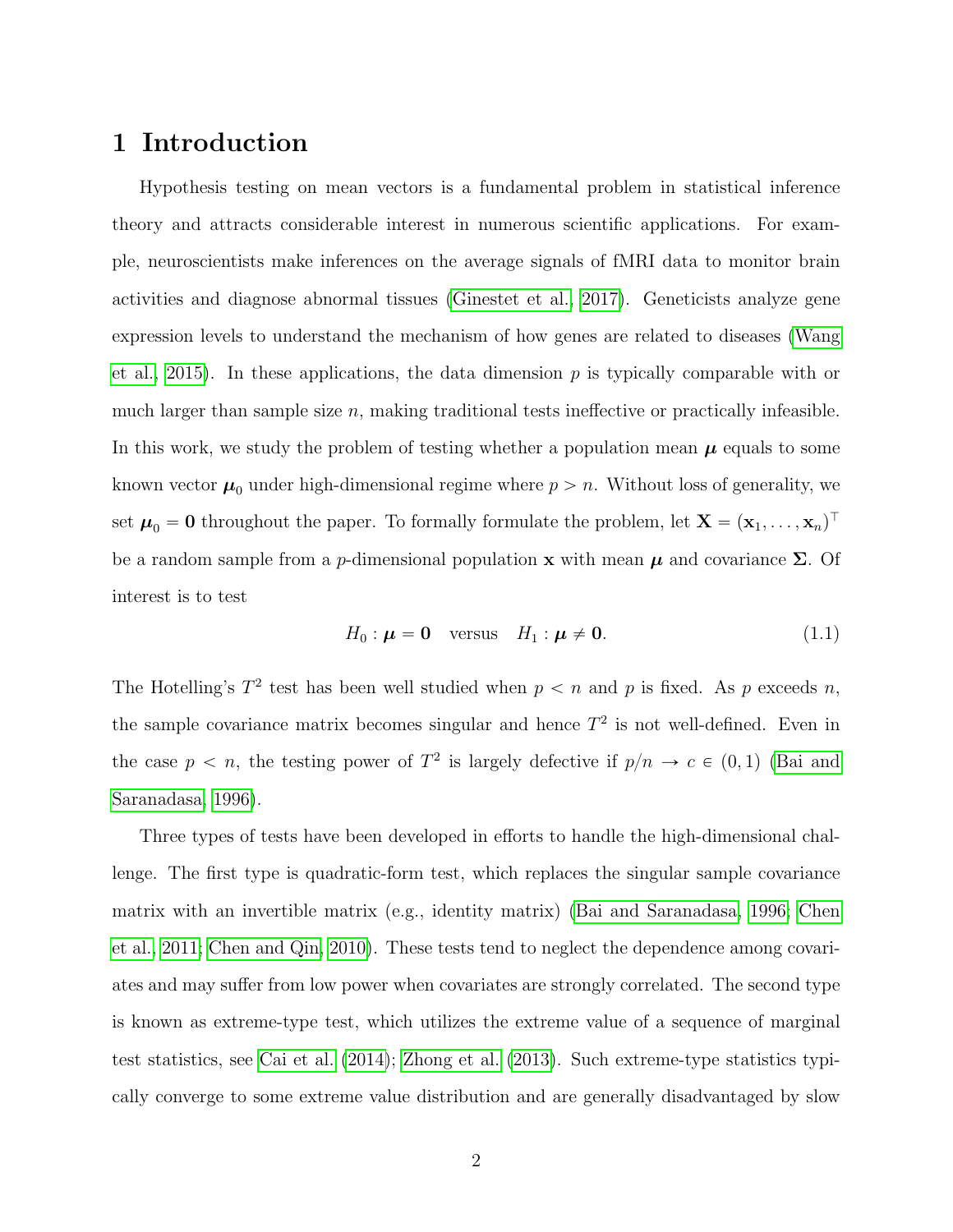# 1 Introduction

Hypothesis testing on mean vectors is a fundamental problem in statistical inference theory and attracts considerable interest in numerous scientific applications. For example, neuroscientists make inferences on the average signals of fMRI data to monitor brain activities and diagnose abnormal tissues (Ginestet et al., 2017). Geneticists analyze gene expression levels to understand the mechanism of how genes are related to diseases (Wang et al., 2015). In these applications, the data dimension $p$ is typically comparable with or much larger than sample size $n$, making traditional tests ineffective or practically infeasible. In this work, we study the problem of testing whether a population mean $\boldsymbol{\mu}$ equals to some known vector $\boldsymbol{\mu}_0$ under high-dimensional regime where $p > n$. Without loss of generality, we set $\boldsymbol{\mu}_0 = \mathbf{0}$ throughout the paper. To formally formulate the problem, let $\mathbf{X} = (\mathbf{x}_1, \ldots, \mathbf{x}_n)^\top$ be a random sample from a $p$-dimensional population $\mathbf{x}$ with mean $\boldsymbol{\mu}$ and covariance $\boldsymbol{\Sigma}$. Of interest is to test

$$H_0 : \boldsymbol{\mu} = \mathbf{0} \quad \text{versus} \quad H_1 : \boldsymbol{\mu} \neq \mathbf{0}. \tag{1.1}$$

The Hotelling's $T^2$ test has been well studied when $p < n$ and $p$ is fixed. As $p$ exceeds $n$, the sample covariance matrix becomes singular and hence $T^2$ is not well-defined. Even in the case $p < n$, the testing power of $T^2$ is largely defective if $p/n \to c \in (0, 1)$ (Bai and Saranadasa, 1996).

Three types of tests have been developed in efforts to handle the high-dimensional challenge. The first type is quadratic-form test, which replaces the singular sample covariance matrix with an invertible matrix (e.g., identity matrix) (Bai and Saranadasa, 1996; Chen et al., 2011; Chen and Qin, 2010). These tests tend to neglect the dependence among covariates and may suffer from low power when covariates are strongly correlated. The second type is known as extreme-type test, which utilizes the extreme value of a sequence of marginal test statistics, see Cai et al. (2014); Zhong et al. (2013). Such extreme-type statistics typically converge to some extreme value distribution and are generally disadvantaged by slow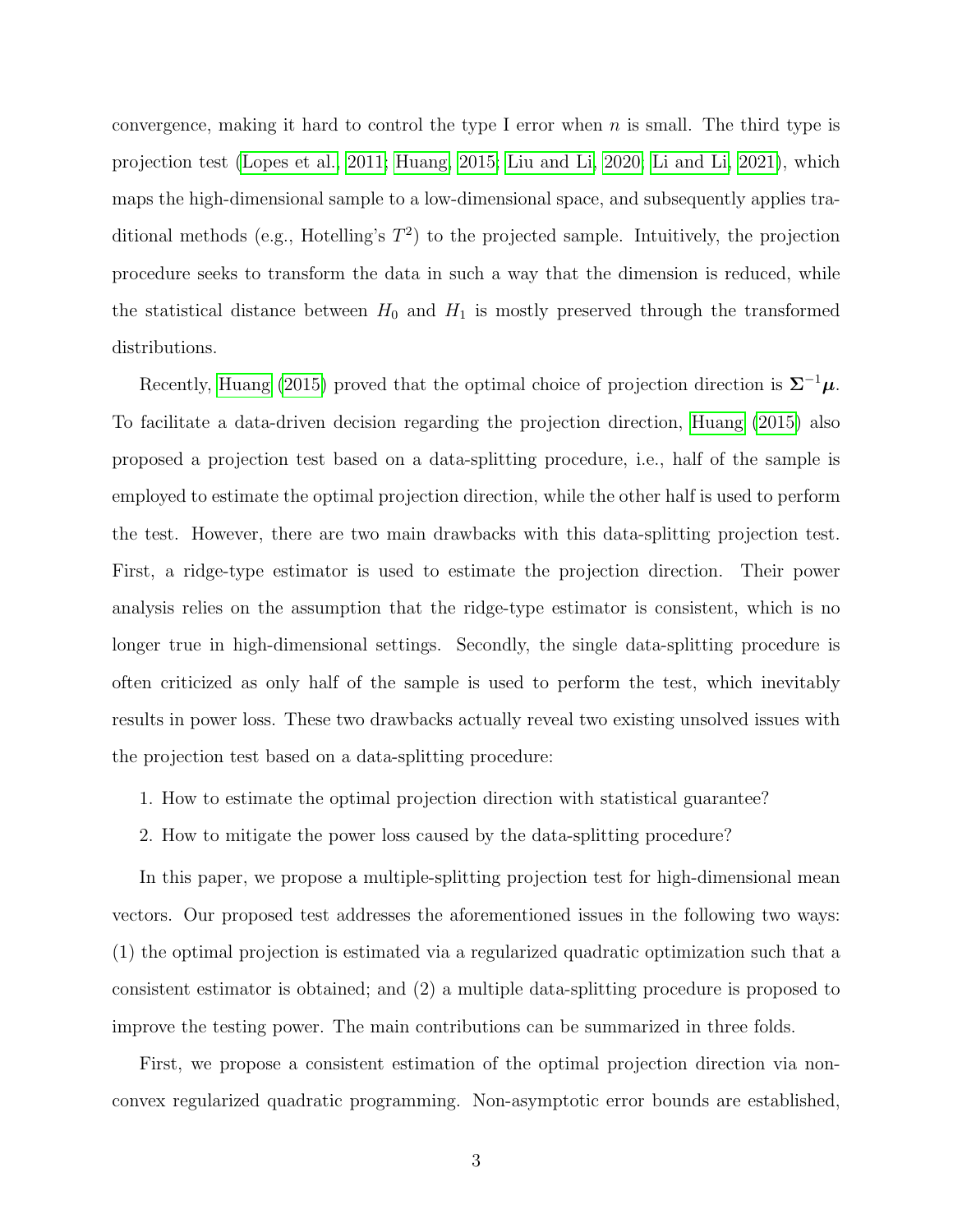convergence, making it hard to control the type I error when $n$ is small. The third type is projection test (Lopes et al., 2011; Huang, 2015; Liu and Li, 2020; Li and Li, 2021), which maps the high-dimensional sample to a low-dimensional space, and subsequently applies traditional methods (e.g., Hotelling's $T^2$) to the projected sample. Intuitively, the projection procedure seeks to transform the data in such a way that the dimension is reduced, while the statistical distance between $H_0$ and $H_1$ is mostly preserved through the transformed distributions.

Recently, Huang (2015) proved that the optimal choice of projection direction is $\mathbf{\Sigma}^{-1}\boldsymbol{\mu}$. To facilitate a data-driven decision regarding the projection direction, Huang (2015) also proposed a projection test based on a data-splitting procedure, i.e., half of the sample is employed to estimate the optimal projection direction, while the other half is used to perform the test. However, there are two main drawbacks with this data-splitting projection test. First, a ridge-type estimator is used to estimate the projection direction. Their power analysis relies on the assumption that the ridge-type estimator is consistent, which is no longer true in high-dimensional settings. Secondly, the single data-splitting procedure is often criticized as only half of the sample is used to perform the test, which inevitably results in power loss. These two drawbacks actually reveal two existing unsolved issues with the projection test based on a data-splitting procedure:

1. How to estimate the optimal projection direction with statistical guarantee?
2. How to mitigate the power loss caused by the data-splitting procedure?

In this paper, we propose a multiple-splitting projection test for high-dimensional mean vectors. Our proposed test addresses the aforementioned issues in the following two ways: (1) the optimal projection is estimated via a regularized quadratic optimization such that a consistent estimator is obtained; and (2) a multiple data-splitting procedure is proposed to improve the testing power. The main contributions can be summarized in three folds.

First, we propose a consistent estimation of the optimal projection direction via nonconvex regularized quadratic programming. Non-asymptotic error bounds are established,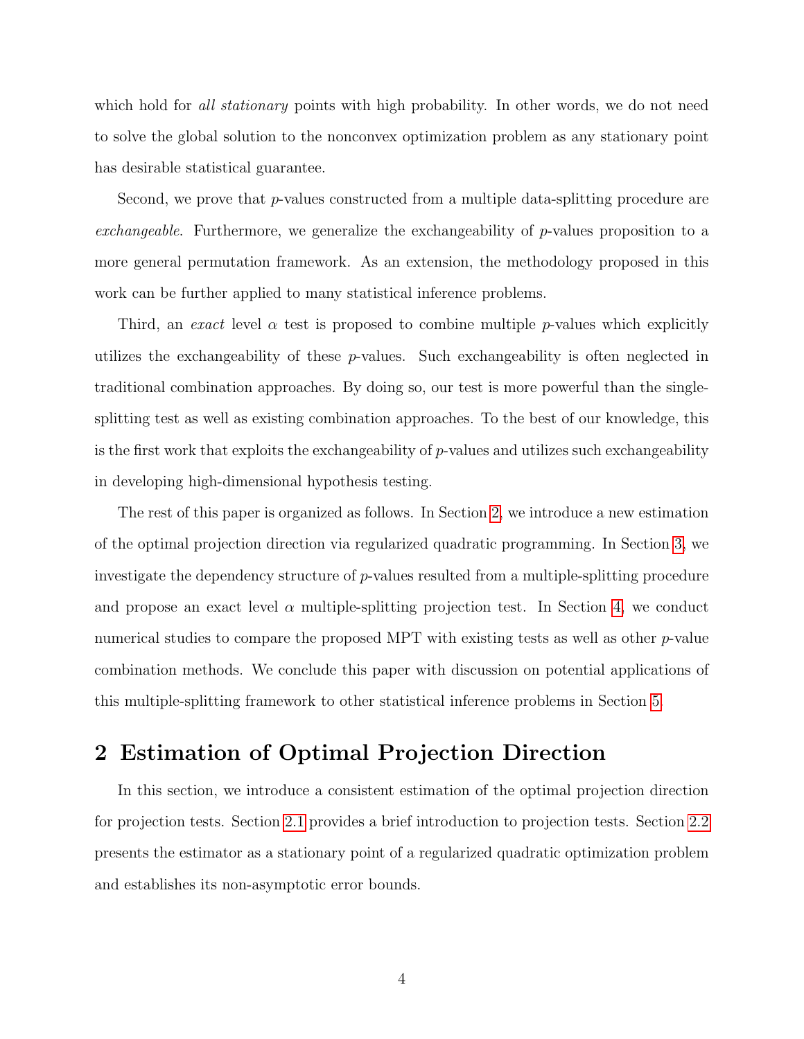which hold for *all stationary* points with high probability. In other words, we do not need to solve the global solution to the nonconvex optimization problem as any stationary point has desirable statistical guarantee.

Second, we prove that $p$-values constructed from a multiple data-splitting procedure are *exchangeable*. Furthermore, we generalize the exchangeability of $p$-values proposition to a more general permutation framework. As an extension, the methodology proposed in this work can be further applied to many statistical inference problems.

Third, an *exact* level $\alpha$ test is proposed to combine multiple $p$-values which explicitly utilizes the exchangeability of these $p$-values. Such exchangeability is often neglected in traditional combination approaches. By doing so, our test is more powerful than the single-splitting test as well as existing combination approaches. To the best of our knowledge, this is the first work that exploits the exchangeability of $p$-values and utilizes such exchangeability in developing high-dimensional hypothesis testing.

The rest of this paper is organized as follows. In Section 2, we introduce a new estimation of the optimal projection direction via regularized quadratic programming. In Section 3, we investigate the dependency structure of $p$-values resulted from a multiple-splitting procedure and propose an exact level $\alpha$ multiple-splitting projection test. In Section 4, we conduct numerical studies to compare the proposed MPT with existing tests as well as other $p$-value combination methods. We conclude this paper with discussion on potential applications of this multiple-splitting framework to other statistical inference problems in Section 5.

# 2 Estimation of Optimal Projection Direction

In this section, we introduce a consistent estimation of the optimal projection direction for projection tests. Section 2.1 provides a brief introduction to projection tests. Section 2.2 presents the estimator as a stationary point of a regularized quadratic optimization problem and establishes its non-asymptotic error bounds.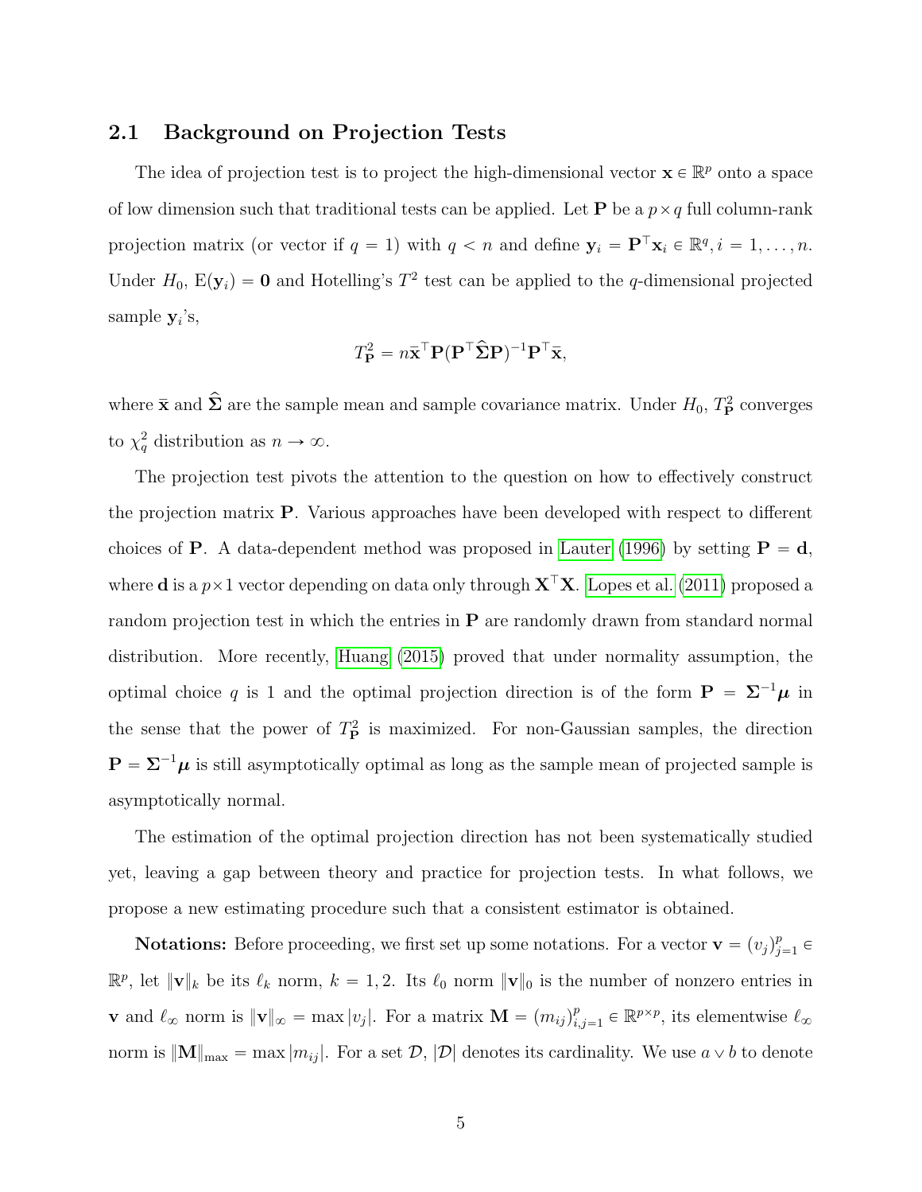## 2.1 Background on Projection Tests

The idea of projection test is to project the high-dimensional vector $\mathbf{x} \in \mathbb{R}^p$ onto a space of low dimension such that traditional tests can be applied. Let $\mathbf{P}$ be a $p \times q$ full column-rank projection matrix (or vector if $q = 1$) with $q < n$ and define $\mathbf{y}_i = \mathbf{P}^\top \mathbf{x}_i \in \mathbb{R}^q, i = 1, \ldots, n$. Under $H_0$, $\mathrm{E}(\mathbf{y}_i) = \mathbf{0}$ and Hotelling's $T^2$ test can be applied to the $q$-dimensional projected sample $\mathbf{y}_i$'s,

$$T^2_{\mathbf{P}} = n\bar{\mathbf{x}}^\top \mathbf{P}(\mathbf{P}^\top \widehat{\boldsymbol{\Sigma}} \mathbf{P})^{-1} \mathbf{P}^\top \bar{\mathbf{x}},$$

where $\bar{\mathbf{x}}$ and $\widehat{\boldsymbol{\Sigma}}$ are the sample mean and sample covariance matrix. Under $H_0$, $T^2_{\mathbf{P}}$ converges to $\chi^2_q$ distribution as $n \to \infty$.

The projection test pivots the attention to the question on how to effectively construct the projection matrix $\mathbf{P}$. Various approaches have been developed with respect to different choices of $\mathbf{P}$. A data-dependent method was proposed in Lauter (1996) by setting $\mathbf{P} = \mathbf{d}$, where $\mathbf{d}$ is a $p \times 1$ vector depending on data only through $\mathbf{X}^\top \mathbf{X}$. Lopes et al. (2011) proposed a random projection test in which the entries in $\mathbf{P}$ are randomly drawn from standard normal distribution. More recently, Huang (2015) proved that under normality assumption, the optimal choice $q$ is 1 and the optimal projection direction is of the form $\mathbf{P} = \boldsymbol{\Sigma}^{-1}\boldsymbol{\mu}$ in the sense that the power of $T^2_{\mathbf{P}}$ is maximized. For non-Gaussian samples, the direction $\mathbf{P} = \boldsymbol{\Sigma}^{-1}\boldsymbol{\mu}$ is still asymptotically optimal as long as the sample mean of projected sample is asymptotically normal.

The estimation of the optimal projection direction has not been systematically studied yet, leaving a gap between theory and practice for projection tests. In what follows, we propose a new estimating procedure such that a consistent estimator is obtained.

**Notations:** Before proceeding, we first set up some notations. For a vector $\mathbf{v} = (v_j)_{j=1}^p \in \mathbb{R}^p$, let $\|\mathbf{v}\|_k$ be its $\ell_k$ norm, $k = 1, 2$. Its $\ell_0$ norm $\|\mathbf{v}\|_0$ is the number of nonzero entries in $\mathbf{v}$ and $\ell_\infty$ norm is $\|\mathbf{v}\|_\infty = \max |v_j|$. For a matrix $\mathbf{M} = (m_{ij})_{i,j=1}^p \in \mathbb{R}^{p \times p}$, its elementwise $\ell_\infty$ norm is $\|\mathbf{M}\|_{\max} = \max |m_{ij}|$. For a set $\mathcal{D}$, $|\mathcal{D}|$ denotes its cardinality. We use $a \vee b$ to denote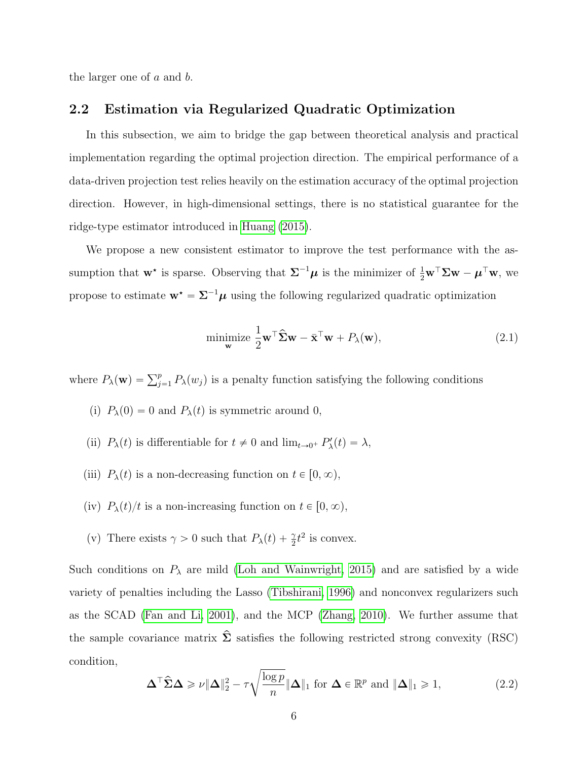the larger one of $a$ and $b$.

## 2.2 Estimation via Regularized Quadratic Optimization

In this subsection, we aim to bridge the gap between theoretical analysis and practical implementation regarding the optimal projection direction. The empirical performance of a data-driven projection test relies heavily on the estimation accuracy of the optimal projection direction. However, in high-dimensional settings, there is no statistical guarantee for the ridge-type estimator introduced in Huang (2015).

We propose a new consistent estimator to improve the test performance with the assumption that $\mathbf{w}^\star$ is sparse. Observing that $\boldsymbol{\Sigma}^{-1}\boldsymbol{\mu}$ is the minimizer of $\frac{1}{2}\mathbf{w}^\top\boldsymbol{\Sigma}\mathbf{w} - \boldsymbol{\mu}^\top\mathbf{w}$, we propose to estimate $\mathbf{w}^\star = \boldsymbol{\Sigma}^{-1}\boldsymbol{\mu}$ using the following regularized quadratic optimization

$$
\underset{\mathbf{w}}{\text{minimize}}\ \frac{1}{2}\mathbf{w}^\top\widehat{\boldsymbol{\Sigma}}\mathbf{w} - \bar{\mathbf{x}}^\top\mathbf{w} + P_\lambda(\mathbf{w}), \tag{2.1}
$$

where $P_\lambda(\mathbf{w}) = \sum_{j=1}^p P_\lambda(w_j)$ is a penalty function satisfying the following conditions

(i) $P_\lambda(0) = 0$ and $P_\lambda(t)$ is symmetric around 0,

(ii) $P_\lambda(t)$ is differentiable for $t \neq 0$ and $\lim_{t\to 0^+} P'_\lambda(t) = \lambda$,

(iii) $P_\lambda(t)$ is a non-decreasing function on $t \in [0, \infty)$,

(iv) $P_\lambda(t)/t$ is a non-increasing function on $t \in [0, \infty)$,

(v) There exists $\gamma > 0$ such that $P_\lambda(t) + \frac{\gamma}{2}t^2$ is convex.

Such conditions on $P_\lambda$ are mild (Loh and Wainwright, 2015) and are satisfied by a wide variety of penalties including the Lasso (Tibshirani, 1996) and nonconvex regularizers such as the SCAD (Fan and Li, 2001), and the MCP (Zhang, 2010). We further assume that the sample covariance matrix $\widehat{\boldsymbol{\Sigma}}$ satisfies the following restricted strong convexity (RSC) condition,

$$
\boldsymbol{\Delta}^\top\widehat{\boldsymbol{\Sigma}}\boldsymbol{\Delta} \geqslant \nu\|\boldsymbol{\Delta}\|_2^2 - \tau\sqrt{\frac{\log p}{n}}\|\boldsymbol{\Delta}\|_1 \text{ for } \boldsymbol{\Delta} \in \mathbb{R}^p \text{ and } \|\boldsymbol{\Delta}\|_1 \geqslant 1, \tag{2.2}
$$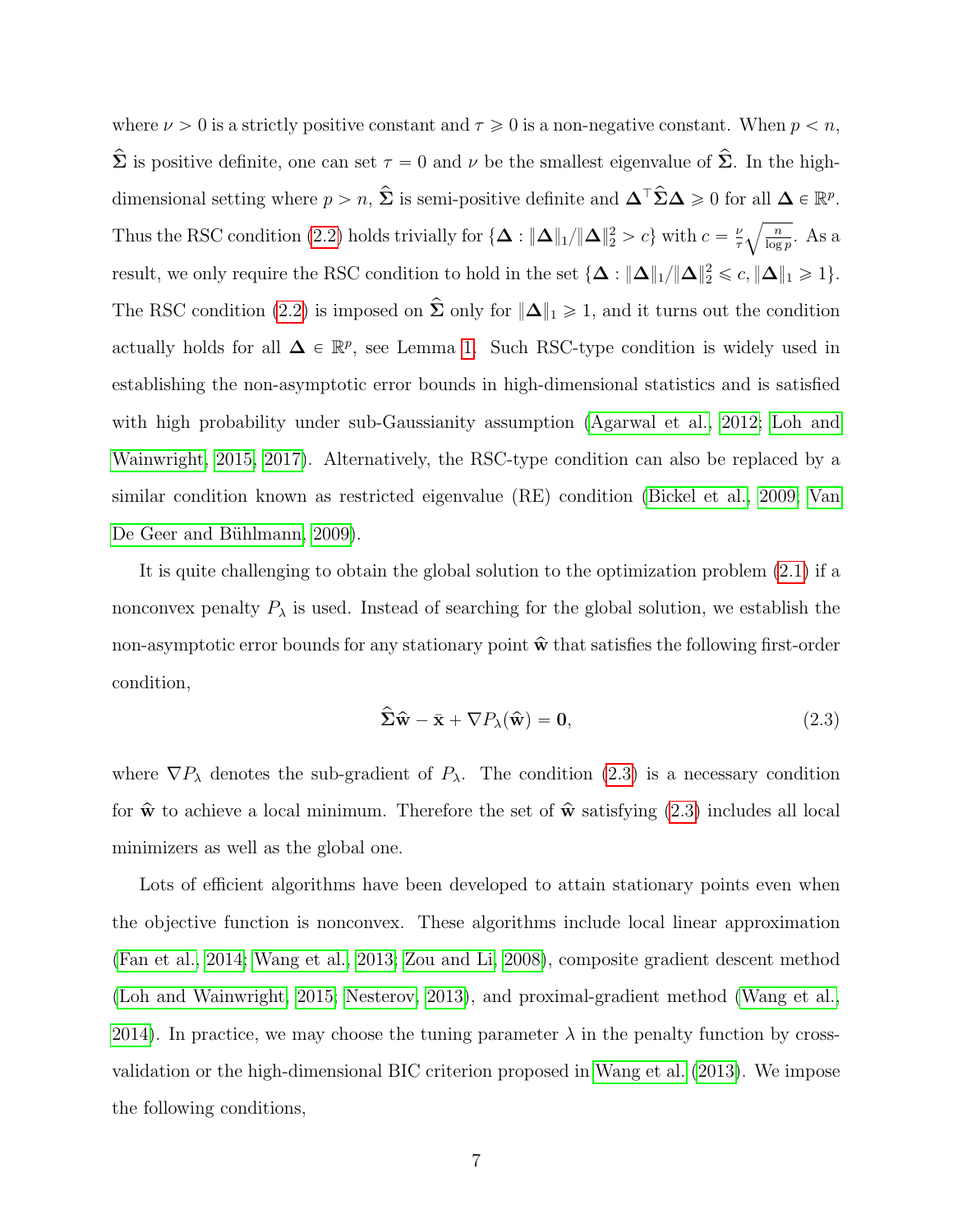where $\nu > 0$ is a strictly positive constant and $\tau \geqslant 0$ is a non-negative constant. When $p < n$, $\widehat{\boldsymbol{\Sigma}}$ is positive definite, one can set $\tau = 0$ and $\nu$ be the smallest eigenvalue of $\widehat{\boldsymbol{\Sigma}}$. In the high-dimensional setting where $p > n$, $\widehat{\boldsymbol{\Sigma}}$ is semi-positive definite and $\boldsymbol{\Delta}^\top \widehat{\boldsymbol{\Sigma}} \boldsymbol{\Delta} \geqslant 0$ for all $\boldsymbol{\Delta} \in \mathbb{R}^p$. Thus the RSC condition (2.2) holds trivially for $\{\boldsymbol{\Delta} : \|\boldsymbol{\Delta}\|_1 / \|\boldsymbol{\Delta}\|_2^2 > c\}$ with $c = \frac{\nu}{\tau}\sqrt{\frac{n}{\log p}}$. As a result, we only require the RSC condition to hold in the set $\{\boldsymbol{\Delta} : \|\boldsymbol{\Delta}\|_1 / \|\boldsymbol{\Delta}\|_2^2 \leqslant c, \|\boldsymbol{\Delta}\|_1 \geqslant 1\}$. The RSC condition (2.2) is imposed on $\widehat{\boldsymbol{\Sigma}}$ only for $\|\boldsymbol{\Delta}\|_1 \geqslant 1$, and it turns out the condition actually holds for all $\boldsymbol{\Delta} \in \mathbb{R}^p$, see Lemma 1. Such RSC-type condition is widely used in establishing the non-asymptotic error bounds in high-dimensional statistics and is satisfied with high probability under sub-Gaussianity assumption (Agarwal et al., 2012; Loh and Wainwright, 2015, 2017). Alternatively, the RSC-type condition can also be replaced by a similar condition known as restricted eigenvalue (RE) condition (Bickel et al., 2009; Van De Geer and Bühlmann, 2009).

It is quite challenging to obtain the global solution to the optimization problem (2.1) if a nonconvex penalty $P_\lambda$ is used. Instead of searching for the global solution, we establish the non-asymptotic error bounds for any stationary point $\widehat{\mathbf{w}}$ that satisfies the following first-order condition,

$$\widehat{\boldsymbol{\Sigma}}\widehat{\mathbf{w}} - \bar{\mathbf{x}} + \nabla P_\lambda(\widehat{\mathbf{w}}) = \mathbf{0}, \tag{2.3}$$

where $\nabla P_\lambda$ denotes the sub-gradient of $P_\lambda$. The condition (2.3) is a necessary condition for $\widehat{\mathbf{w}}$ to achieve a local minimum. Therefore the set of $\widehat{\mathbf{w}}$ satisfying (2.3) includes all local minimizers as well as the global one.

Lots of efficient algorithms have been developed to attain stationary points even when the objective function is nonconvex. These algorithms include local linear approximation (Fan et al., 2014; Wang et al., 2013; Zou and Li, 2008), composite gradient descent method (Loh and Wainwright, 2015; Nesterov, 2013), and proximal-gradient method (Wang et al., 2014). In practice, we may choose the tuning parameter $\lambda$ in the penalty function by cross-validation or the high-dimensional BIC criterion proposed in Wang et al. (2013). We impose the following conditions,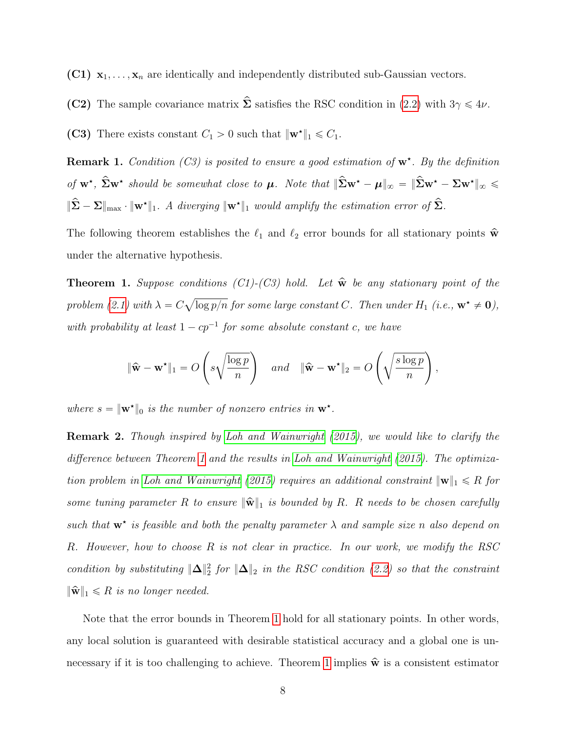**(C1)** $\mathbf{x}_1, \ldots, \mathbf{x}_n$ are identically and independently distributed sub-Gaussian vectors.

**(C2)** The sample covariance matrix $\widehat{\boldsymbol{\Sigma}}$ satisfies the RSC condition in (2.2) with $3\gamma \leqslant 4\nu$.

**(C3)** There exists constant $C_1 > 0$ such that $\|\mathbf{w}^\star\|_1 \leqslant C_1$.

**Remark 1.** *Condition (C3) is posited to ensure a good estimation of $\mathbf{w}^\star$. By the definition of $\mathbf{w}^\star$, $\widehat{\boldsymbol{\Sigma}}\mathbf{w}^\star$ should be somewhat close to $\boldsymbol{\mu}$. Note that $\|\widehat{\boldsymbol{\Sigma}}\mathbf{w}^\star - \boldsymbol{\mu}\|_\infty = \|\widehat{\boldsymbol{\Sigma}}\mathbf{w}^\star - \boldsymbol{\Sigma}\mathbf{w}^\star\|_\infty \leqslant \|\widehat{\boldsymbol{\Sigma}} - \boldsymbol{\Sigma}\|_{\max} \cdot \|\mathbf{w}^\star\|_1$. A diverging $\|\mathbf{w}^\star\|_1$ would amplify the estimation error of $\widehat{\boldsymbol{\Sigma}}$.*

The following theorem establishes the $\ell_1$ and $\ell_2$ error bounds for all stationary points $\widehat{\mathbf{w}}$ under the alternative hypothesis.

**Theorem 1.** *Suppose conditions (C1)-(C3) hold. Let $\widehat{\mathbf{w}}$ be any stationary point of the problem (2.1) with $\lambda = C\sqrt{\log p/n}$ for some large constant $C$. Then under $H_1$ (i.e., $\mathbf{w}^\star \neq \mathbf{0}$), with probability at least $1 - cp^{-1}$ for some absolute constant $c$, we have*

$$\|\widehat{\mathbf{w}} - \mathbf{w}^\star\|_1 = O\left(s\sqrt{\frac{\log p}{n}}\right) \quad \text{and} \quad \|\widehat{\mathbf{w}} - \mathbf{w}^\star\|_2 = O\left(\sqrt{\frac{s\log p}{n}}\right),$$

*where $s = \|\mathbf{w}^\star\|_0$ is the number of nonzero entries in $\mathbf{w}^\star$.*

**Remark 2.** *Though inspired by Loh and Wainwright (2015), we would like to clarify the difference between Theorem 1 and the results in Loh and Wainwright (2015). The optimization problem in Loh and Wainwright (2015) requires an additional constraint $\|\mathbf{w}\|_1 \leqslant R$ for some tuning parameter $R$ to ensure $\|\widehat{\mathbf{w}}\|_1$ is bounded by $R$. $R$ needs to be chosen carefully such that $\mathbf{w}^\star$ is feasible and both the penalty parameter $\lambda$ and sample size $n$ also depend on $R$. However, how to choose $R$ is not clear in practice. In our work, we modify the RSC condition by substituting $\|\boldsymbol{\Delta}\|_2^2$ for $\|\boldsymbol{\Delta}\|_2$ in the RSC condition (2.2) so that the constraint $\|\widehat{\mathbf{w}}\|_1 \leqslant R$ is no longer needed.*

Note that the error bounds in Theorem 1 hold for all stationary points. In other words, any local solution is guaranteed with desirable statistical accuracy and a global one is unnecessary if it is too challenging to achieve. Theorem 1 implies $\widehat{\mathbf{w}}$ is a consistent estimator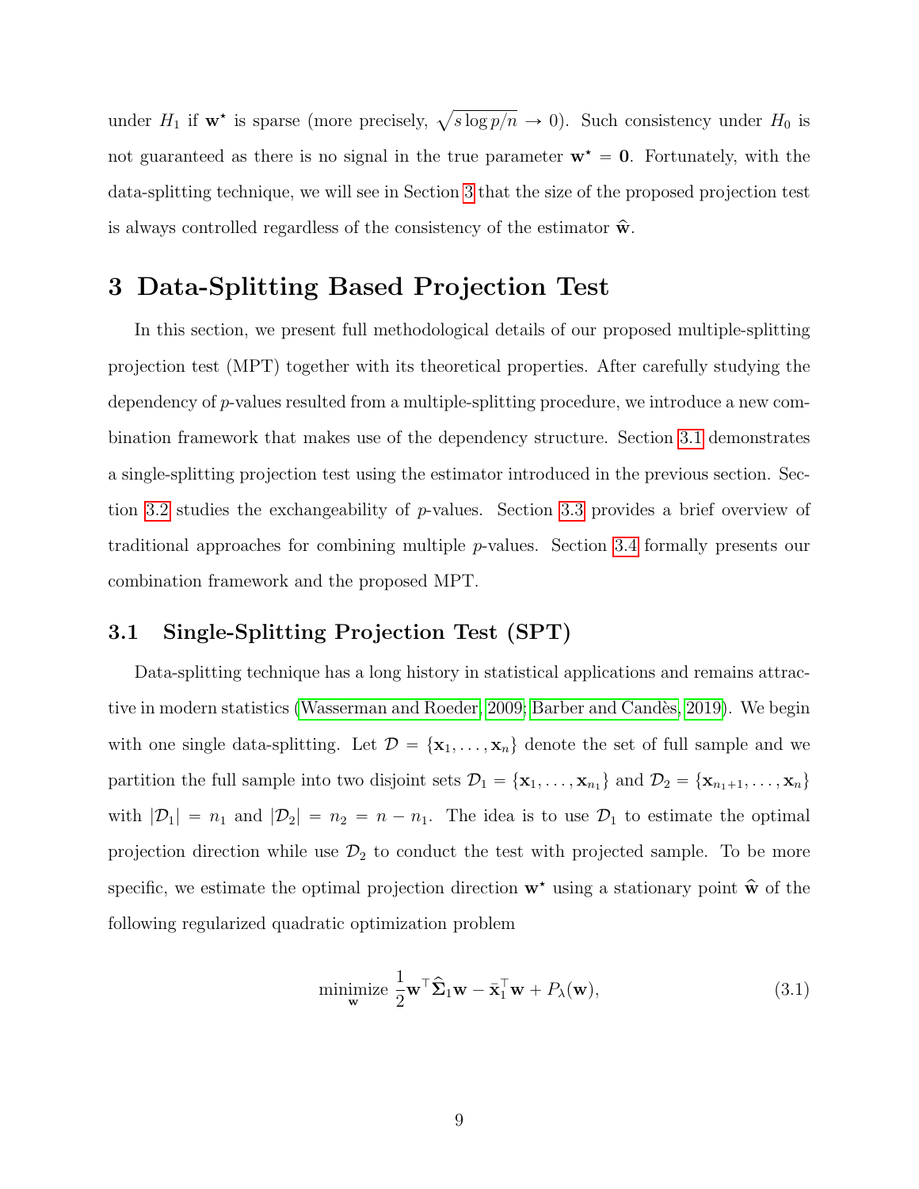under $H_1$ if $\mathbf{w}^\star$ is sparse (more precisely, $\sqrt{s\log p/n} \to 0$). Such consistency under $H_0$ is not guaranteed as there is no signal in the true parameter $\mathbf{w}^\star = \mathbf{0}$. Fortunately, with the data-splitting technique, we will see in Section 3 that the size of the proposed projection test is always controlled regardless of the consistency of the estimator $\widehat{\mathbf{w}}$.

# 3 Data-Splitting Based Projection Test

In this section, we present full methodological details of our proposed multiple-splitting projection test (MPT) together with its theoretical properties. After carefully studying the dependency of $p$-values resulted from a multiple-splitting procedure, we introduce a new combination framework that makes use of the dependency structure. Section 3.1 demonstrates a single-splitting projection test using the estimator introduced in the previous section. Section 3.2 studies the exchangeability of $p$-values. Section 3.3 provides a brief overview of traditional approaches for combining multiple $p$-values. Section 3.4 formally presents our combination framework and the proposed MPT.

## 3.1 Single-Splitting Projection Test (SPT)

Data-splitting technique has a long history in statistical applications and remains attractive in modern statistics (Wasserman and Roeder, 2009; Barber and Candès, 2019). We begin with one single data-splitting. Let $\mathcal{D} = \{\mathbf{x}_1, \ldots, \mathbf{x}_n\}$ denote the set of full sample and we partition the full sample into two disjoint sets $\mathcal{D}_1 = \{\mathbf{x}_1, \ldots, \mathbf{x}_{n_1}\}$ and $\mathcal{D}_2 = \{\mathbf{x}_{n_1+1}, \ldots, \mathbf{x}_n\}$ with $|\mathcal{D}_1| = n_1$ and $|\mathcal{D}_2| = n_2 = n - n_1$. The idea is to use $\mathcal{D}_1$ to estimate the optimal projection direction while use $\mathcal{D}_2$ to conduct the test with projected sample. To be more specific, we estimate the optimal projection direction $\mathbf{w}^\star$ using a stationary point $\widehat{\mathbf{w}}$ of the following regularized quadratic optimization problem

$$\underset{\mathbf{w}}{\text{minimize}} \ \frac{1}{2}\mathbf{w}^\top \widehat{\boldsymbol{\Sigma}}_1 \mathbf{w} - \bar{\mathbf{x}}_1^\top \mathbf{w} + P_\lambda(\mathbf{w}), \tag{3.1}$$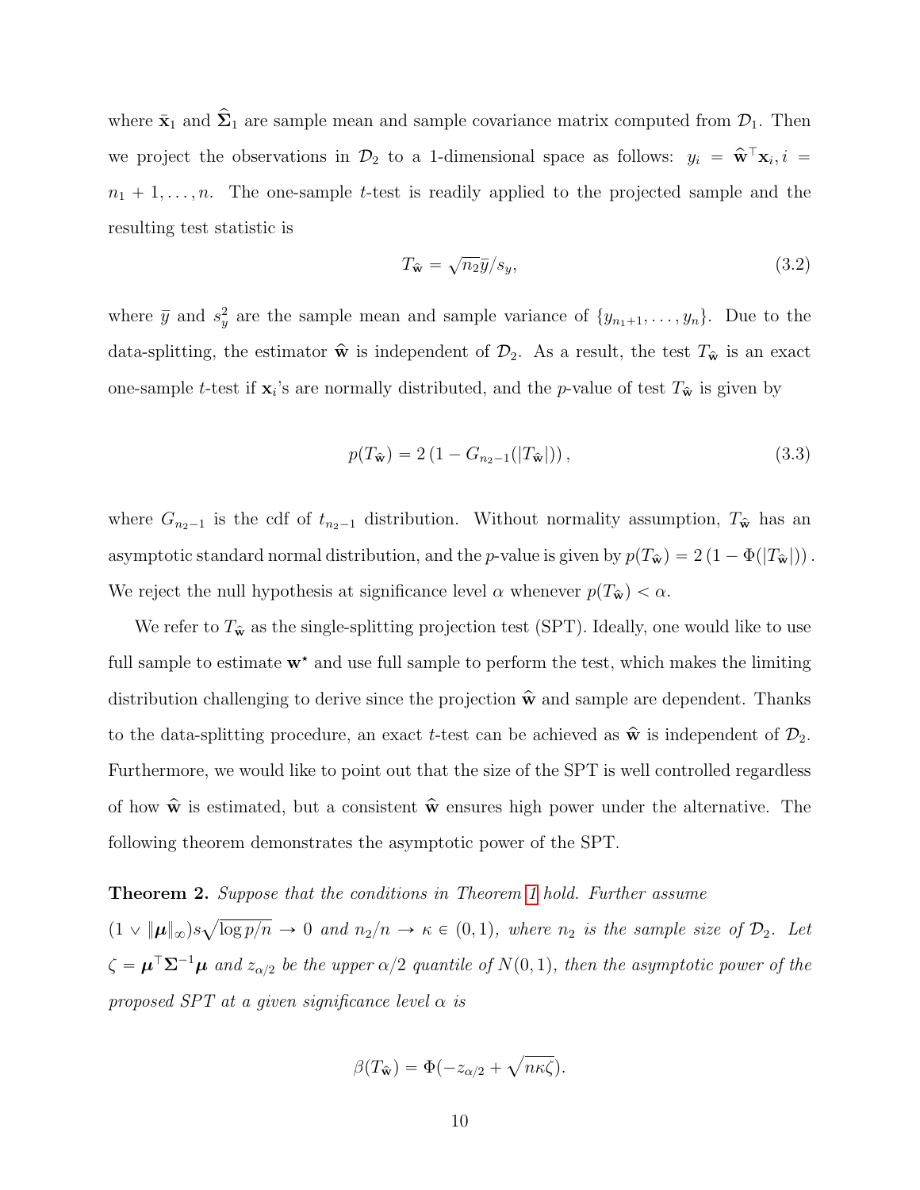where $\bar{\mathbf{x}}_1$ and $\widehat{\boldsymbol{\Sigma}}_1$ are sample mean and sample covariance matrix computed from $\mathcal{D}_1$. Then we project the observations in $\mathcal{D}_2$ to a 1-dimensional space as follows: $y_i = \widehat{\mathbf{w}}^\top \mathbf{x}_i, i = n_1 + 1, \ldots, n$. The one-sample $t$-test is readily applied to the projected sample and the resulting test statistic is

$$T_{\widehat{\mathbf{w}}} = \sqrt{n_2}\bar{y}/s_y, \tag{3.2}$$

where $\bar{y}$ and $s_y^2$ are the sample mean and sample variance of $\{y_{n_1+1}, \ldots, y_n\}$. Due to the data-splitting, the estimator $\widehat{\mathbf{w}}$ is independent of $\mathcal{D}_2$. As a result, the test $T_{\widehat{\mathbf{w}}}$ is an exact one-sample $t$-test if $\mathbf{x}_i$'s are normally distributed, and the $p$-value of test $T_{\widehat{\mathbf{w}}}$ is given by

$$p(T_{\widehat{\mathbf{w}}}) = 2\left(1 - G_{n_2-1}(|T_{\widehat{\mathbf{w}}}|)\right), \tag{3.3}$$

where $G_{n_2-1}$ is the cdf of $t_{n_2-1}$ distribution. Without normality assumption, $T_{\widehat{\mathbf{w}}}$ has an asymptotic standard normal distribution, and the $p$-value is given by $p(T_{\widehat{\mathbf{w}}}) = 2\left(1 - \Phi(|T_{\widehat{\mathbf{w}}}|)\right)$. We reject the null hypothesis at significance level $\alpha$ whenever $p(T_{\widehat{\mathbf{w}}}) < \alpha$.

We refer to $T_{\widehat{\mathbf{w}}}$ as the single-splitting projection test (SPT). Ideally, one would like to use full sample to estimate $\mathbf{w}^\star$ and use full sample to perform the test, which makes the limiting distribution challenging to derive since the projection $\widehat{\mathbf{w}}$ and sample are dependent. Thanks to the data-splitting procedure, an exact $t$-test can be achieved as $\widehat{\mathbf{w}}$ is independent of $\mathcal{D}_2$. Furthermore, we would like to point out that the size of the SPT is well controlled regardless of how $\widehat{\mathbf{w}}$ is estimated, but a consistent $\widehat{\mathbf{w}}$ ensures high power under the alternative. The following theorem demonstrates the asymptotic power of the SPT.

**Theorem 2.** *Suppose that the conditions in Theorem 1 hold. Further assume* $(1 \vee \|\boldsymbol{\mu}\|_\infty)s\sqrt{\log p/n} \to 0$ *and* $n_2/n \to \kappa \in (0,1)$*, where* $n_2$ *is the sample size of* $\mathcal{D}_2$*. Let* $\zeta = \boldsymbol{\mu}^\top \boldsymbol{\Sigma}^{-1}\boldsymbol{\mu}$ *and* $z_{\alpha/2}$ *be the upper* $\alpha/2$ *quantile of* $N(0,1)$*, then the asymptotic power of the proposed SPT at a given significance level* $\alpha$ *is*

$$\beta(T_{\widehat{\mathbf{w}}}) = \Phi(-z_{\alpha/2} + \sqrt{n\kappa\zeta}).$$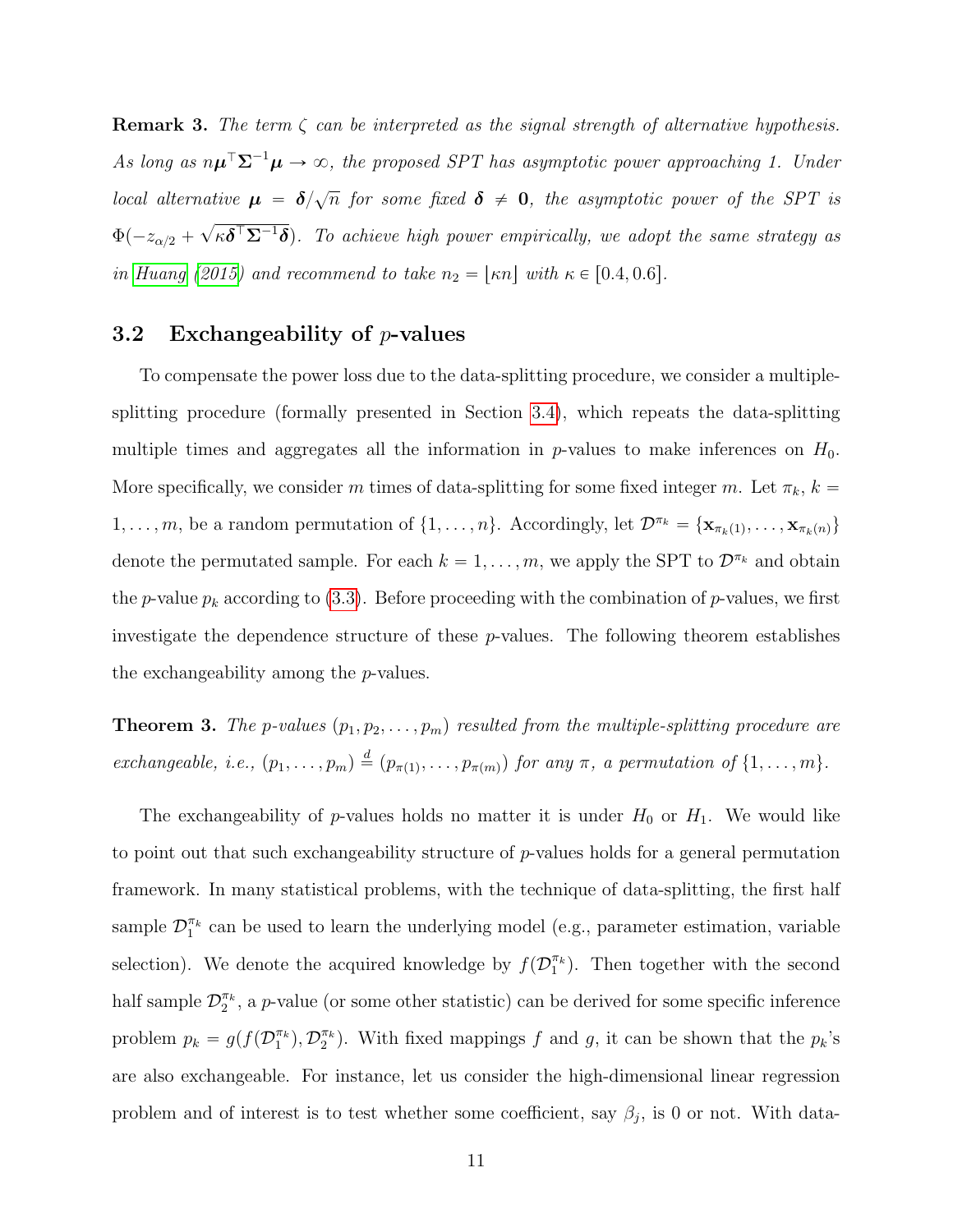**Remark 3.** *The term $\zeta$ can be interpreted as the signal strength of alternative hypothesis. As long as $n\boldsymbol{\mu}^\top \boldsymbol{\Sigma}^{-1}\boldsymbol{\mu} \to \infty$, the proposed SPT has asymptotic power approaching 1. Under local alternative $\boldsymbol{\mu} = \boldsymbol{\delta}/\sqrt{n}$ for some fixed $\boldsymbol{\delta} \neq \mathbf{0}$, the asymptotic power of the SPT is $\Phi(-z_{\alpha/2} + \sqrt{\kappa \boldsymbol{\delta}^\top \boldsymbol{\Sigma}^{-1}\boldsymbol{\delta}})$. To achieve high power empirically, we adopt the same strategy as in Huang (2015) and recommend to take $n_2 = \lfloor \kappa n \rfloor$ with $\kappa \in [0.4, 0.6]$.*

### 3.2 Exchangeability of $p$-values

To compensate the power loss due to the data-splitting procedure, we consider a multiple-splitting procedure (formally presented in Section 3.4), which repeats the data-splitting multiple times and aggregates all the information in $p$-values to make inferences on $H_0$. More specifically, we consider $m$ times of data-splitting for some fixed integer $m$. Let $\pi_k$, $k = 1, \ldots, m$, be a random permutation of $\{1, \ldots, n\}$. Accordingly, let $\mathcal{D}^{\pi_k} = \{\mathbf{x}_{\pi_k(1)}, \ldots, \mathbf{x}_{\pi_k(n)}\}$ denote the permutated sample. For each $k = 1, \ldots, m$, we apply the SPT to $\mathcal{D}^{\pi_k}$ and obtain the $p$-value $p_k$ according to (3.3). Before proceeding with the combination of $p$-values, we first investigate the dependence structure of these $p$-values. The following theorem establishes the exchangeability among the $p$-values.

**Theorem 3.** *The $p$-values $(p_1, p_2, \ldots, p_m)$ resulted from the multiple-splitting procedure are exchangeable, i.e., $(p_1, \ldots, p_m) \stackrel{d}{=} (p_{\pi(1)}, \ldots, p_{\pi(m)})$ for any $\pi$, a permutation of $\{1, \ldots, m\}$.*

The exchangeability of $p$-values holds no matter it is under $H_0$ or $H_1$. We would like to point out that such exchangeability structure of $p$-values holds for a general permutation framework. In many statistical problems, with the technique of data-splitting, the first half sample $\mathcal{D}_1^{\pi_k}$ can be used to learn the underlying model (e.g., parameter estimation, variable selection). We denote the acquired knowledge by $f(\mathcal{D}_1^{\pi_k})$. Then together with the second half sample $\mathcal{D}_2^{\pi_k}$, a $p$-value (or some other statistic) can be derived for some specific inference problem $p_k = g(f(\mathcal{D}_1^{\pi_k}), \mathcal{D}_2^{\pi_k})$. With fixed mappings $f$ and $g$, it can be shown that the $p_k$'s are also exchangeable. For instance, let us consider the high-dimensional linear regression problem and of interest is to test whether some coefficient, say $\beta_j$, is 0 or not. With data-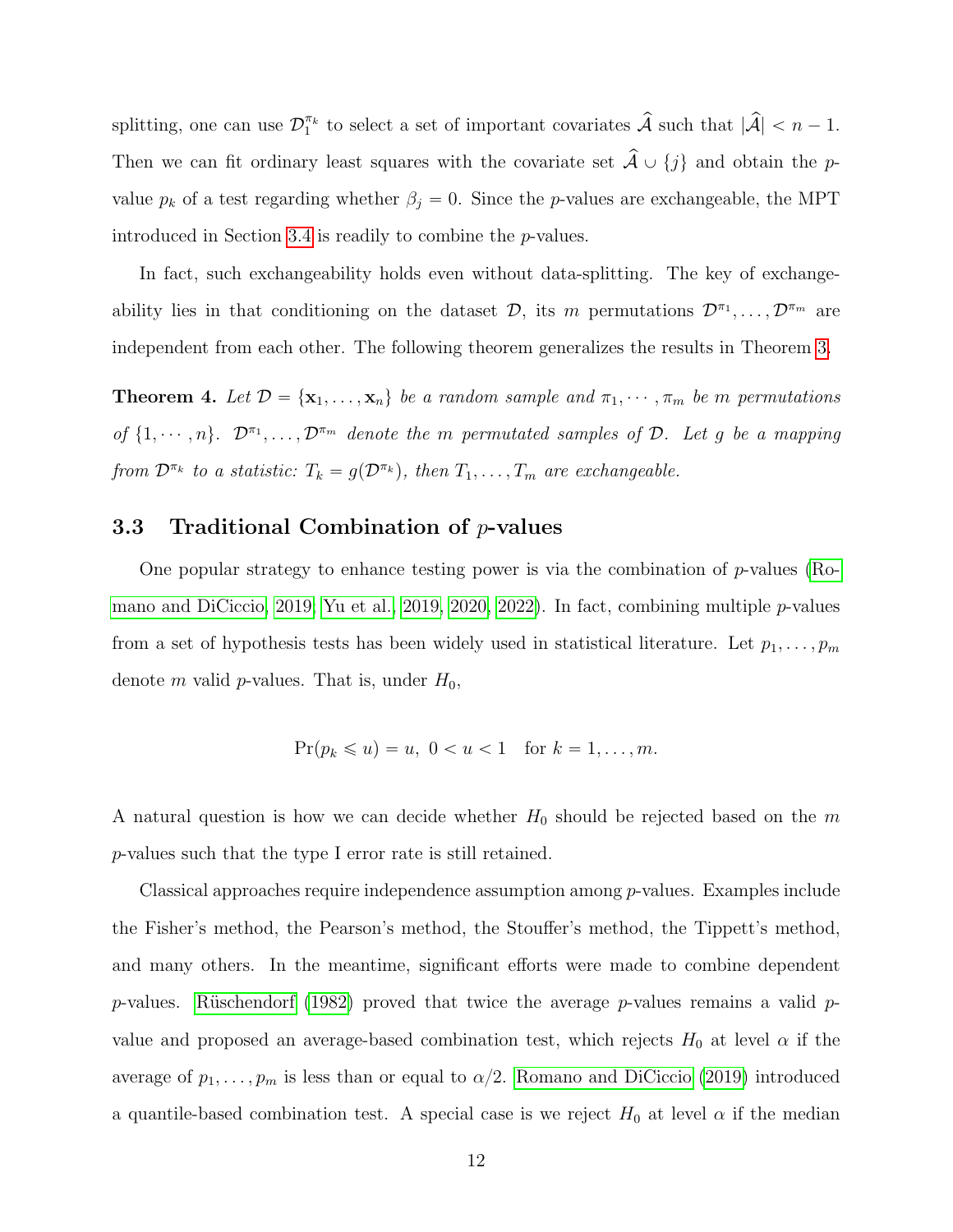splitting, one can use $\mathcal{D}_1^{\pi_k}$ to select a set of important covariates $\widehat{\mathcal{A}}$ such that $|\widehat{\mathcal{A}}| < n-1$. Then we can fit ordinary least squares with the covariate set $\widehat{\mathcal{A}} \cup \{j\}$ and obtain the $p$-value $p_k$ of a test regarding whether $\beta_j = 0$. Since the $p$-values are exchangeable, the MPT introduced in Section 3.4 is readily to combine the $p$-values.

In fact, such exchangeability holds even without data-splitting. The key of exchangeability lies in that conditioning on the dataset $\mathcal{D}$, its $m$ permutations $\mathcal{D}^{\pi_1}, \ldots, \mathcal{D}^{\pi_m}$ are independent from each other. The following theorem generalizes the results in Theorem 3.

**Theorem 4.** *Let $\mathcal{D} = \{\mathbf{x}_1, \ldots, \mathbf{x}_n\}$ be a random sample and $\pi_1, \cdots, \pi_m$ be $m$ permutations of $\{1, \cdots, n\}$. $\mathcal{D}^{\pi_1}, \ldots, \mathcal{D}^{\pi_m}$ denote the $m$ permutated samples of $\mathcal{D}$. Let $g$ be a mapping from $\mathcal{D}^{\pi_k}$ to a statistic: $T_k = g(\mathcal{D}^{\pi_k})$, then $T_1, \ldots, T_m$ are exchangeable.*

### 3.3 Traditional Combination of $p$-values

One popular strategy to enhance testing power is via the combination of $p$-values (Romano and DiCiccio, 2019; Yu et al., 2019, 2020, 2022). In fact, combining multiple $p$-values from a set of hypothesis tests has been widely used in statistical literature. Let $p_1, \ldots, p_m$ denote $m$ valid $p$-values. That is, under $H_0$,

$$\Pr(p_k \leqslant u) = u, \ 0 < u < 1 \quad \text{for } k = 1, \ldots, m.$$

A natural question is how we can decide whether $H_0$ should be rejected based on the $m$ $p$-values such that the type I error rate is still retained.

Classical approaches require independence assumption among $p$-values. Examples include the Fisher's method, the Pearson's method, the Stouffer's method, the Tippett's method, and many others. In the meantime, significant efforts were made to combine dependent $p$-values. Rüschendorf (1982) proved that twice the average $p$-values remains a valid $p$-value and proposed an average-based combination test, which rejects $H_0$ at level $\alpha$ if the average of $p_1, \ldots, p_m$ is less than or equal to $\alpha/2$. Romano and DiCiccio (2019) introduced a quantile-based combination test. A special case is we reject $H_0$ at level $\alpha$ if the median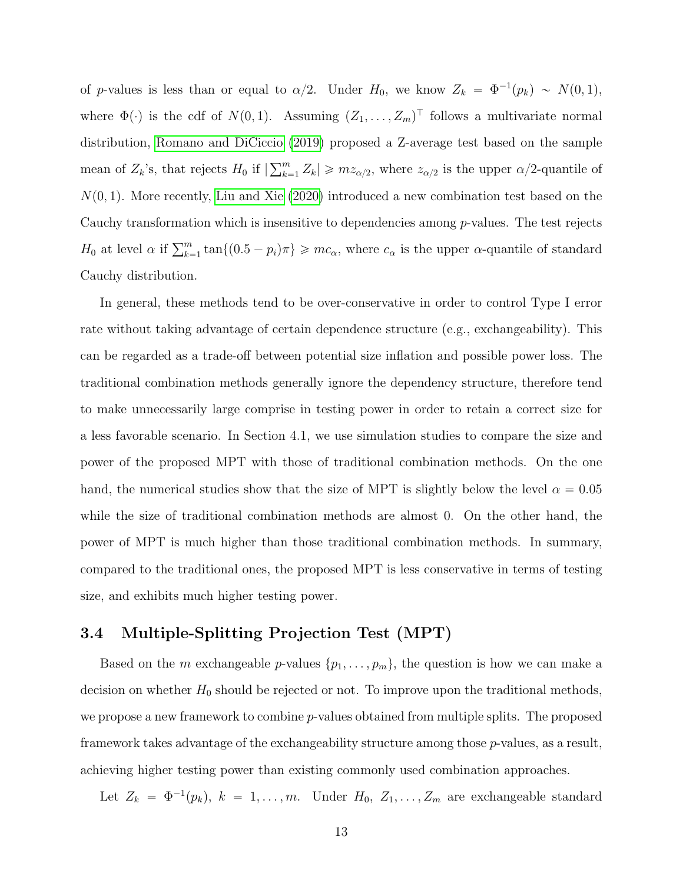of $p$-values is less than or equal to $\alpha/2$. Under $H_0$, we know $Z_k = \Phi^{-1}(p_k) \sim N(0,1)$, where $\Phi(\cdot)$ is the cdf of $N(0,1)$. Assuming $(Z_1, \ldots, Z_m)^\top$ follows a multivariate normal distribution, Romano and DiCiccio (2019) proposed a Z-average test based on the sample mean of $Z_k$'s, that rejects $H_0$ if $|\sum_{k=1}^m Z_k| \geqslant m z_{\alpha/2}$, where $z_{\alpha/2}$ is the upper $\alpha/2$-quantile of $N(0,1)$. More recently, Liu and Xie (2020) introduced a new combination test based on the Cauchy transformation which is insensitive to dependencies among $p$-values. The test rejects $H_0$ at level $\alpha$ if $\sum_{k=1}^m \tan\{(0.5 - p_i)\pi\} \geqslant m c_\alpha$, where $c_\alpha$ is the upper $\alpha$-quantile of standard Cauchy distribution.

In general, these methods tend to be over-conservative in order to control Type I error rate without taking advantage of certain dependence structure (e.g., exchangeability). This can be regarded as a trade-off between potential size inflation and possible power loss. The traditional combination methods generally ignore the dependency structure, therefore tend to make unnecessarily large comprise in testing power in order to retain a correct size for a less favorable scenario. In Section 4.1, we use simulation studies to compare the size and power of the proposed MPT with those of traditional combination methods. On the one hand, the numerical studies show that the size of MPT is slightly below the level $\alpha = 0.05$ while the size of traditional combination methods are almost 0. On the other hand, the power of MPT is much higher than those traditional combination methods. In summary, compared to the traditional ones, the proposed MPT is less conservative in terms of testing size, and exhibits much higher testing power.

### 3.4 Multiple-Splitting Projection Test (MPT)

Based on the $m$ exchangeable $p$-values $\{p_1, \ldots, p_m\}$, the question is how we can make a decision on whether $H_0$ should be rejected or not. To improve upon the traditional methods, we propose a new framework to combine $p$-values obtained from multiple splits. The proposed framework takes advantage of the exchangeability structure among those $p$-values, as a result, achieving higher testing power than existing commonly used combination approaches.

Let $Z_k = \Phi^{-1}(p_k)$, $k = 1, \ldots, m$. Under $H_0$, $Z_1, \ldots, Z_m$ are exchangeable standard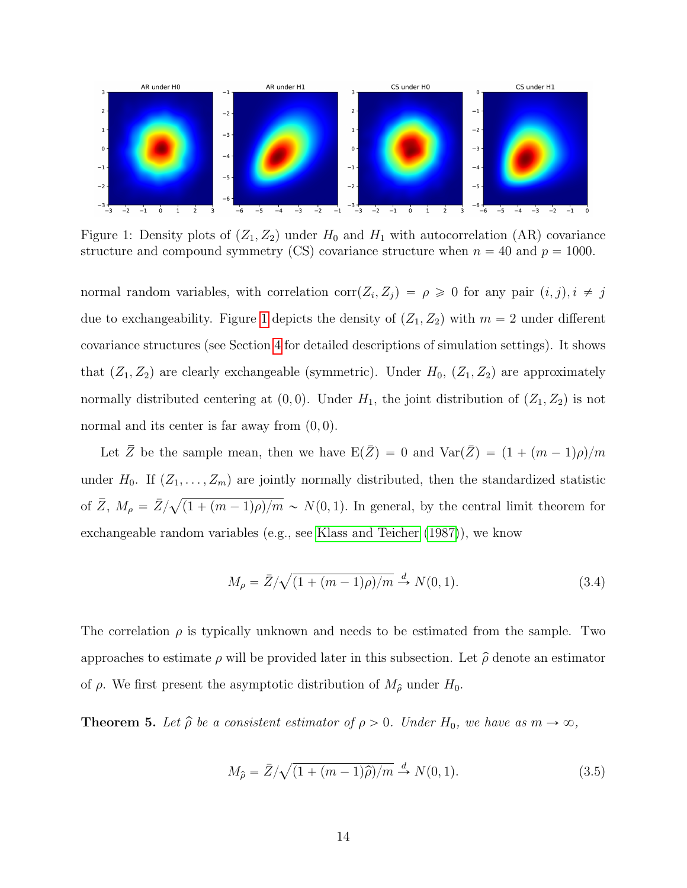Figure 1: Density plots of $(Z_1, Z_2)$ under $H_0$ and $H_1$ with autocorrelation (AR) covariance structure and compound symmetry (CS) covariance structure when $n = 40$ and $p = 1000$.

normal random variables, with correlation $\text{corr}(Z_i, Z_j) = \rho \geqslant 0$ for any pair $(i, j), i \neq j$ due to exchangeability. Figure 1 depicts the density of $(Z_1, Z_2)$ with $m = 2$ under different covariance structures (see Section 4 for detailed descriptions of simulation settings). It shows that $(Z_1, Z_2)$ are clearly exchangeable (symmetric). Under $H_0$, $(Z_1, Z_2)$ are approximately normally distributed centering at $(0, 0)$. Under $H_1$, the joint distribution of $(Z_1, Z_2)$ is not normal and its center is far away from $(0, 0)$.

Let $\bar{Z}$ be the sample mean, then we have $\text{E}(\bar{Z}) = 0$ and $\text{Var}(\bar{Z}) = (1 + (m-1)\rho)/m$ under $H_0$. If $(Z_1, \ldots, Z_m)$ are jointly normally distributed, then the standardized statistic of $\bar{Z}$, $M_\rho = \bar{Z}/\sqrt{(1 + (m-1)\rho)/m} \sim N(0, 1)$. In general, by the central limit theorem for exchangeable random variables (e.g., see Klass and Teicher (1987)), we know

$$M_\rho = \bar{Z}/\sqrt{(1 + (m-1)\rho)/m} \xrightarrow{d} N(0, 1). \tag{3.4}$$

The correlation $\rho$ is typically unknown and needs to be estimated from the sample. Two approaches to estimate $\rho$ will be provided later in this subsection. Let $\widehat{\rho}$ denote an estimator of $\rho$. We first present the asymptotic distribution of $M_{\widehat{\rho}}$ under $H_0$.

**Theorem 5.** *Let $\widehat{\rho}$ be a consistent estimator of $\rho > 0$. Under $H_0$, we have as $m \to \infty$,*

$$M_{\widehat{\rho}} = \bar{Z}/\sqrt{(1 + (m-1)\widehat{\rho})/m} \xrightarrow{d} N(0, 1). \tag{3.5}$$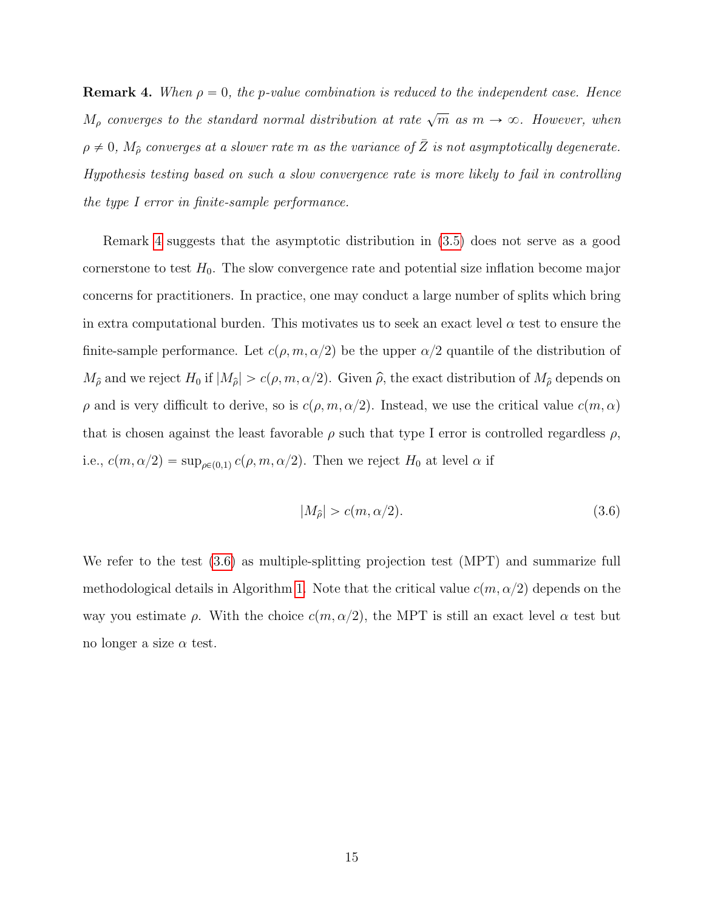**Remark 4.** *When $\rho = 0$, the p-value combination is reduced to the independent case. Hence $M_\rho$ converges to the standard normal distribution at rate $\sqrt{m}$ as $m \to \infty$. However, when $\rho \neq 0$, $M_{\widehat{\rho}}$ converges at a slower rate $m$ as the variance of $\bar{Z}$ is not asymptotically degenerate. Hypothesis testing based on such a slow convergence rate is more likely to fail in controlling the type I error in finite-sample performance.*

Remark 4 suggests that the asymptotic distribution in (3.5) does not serve as a good cornerstone to test $H_0$. The slow convergence rate and potential size inflation become major concerns for practitioners. In practice, one may conduct a large number of splits which bring in extra computational burden. This motivates us to seek an exact level $\alpha$ test to ensure the finite-sample performance. Let $c(\rho, m, \alpha/2)$ be the upper $\alpha/2$ quantile of the distribution of $M_{\widehat{\rho}}$ and we reject $H_0$ if $|M_{\widehat{\rho}}| > c(\rho, m, \alpha/2)$. Given $\widehat{\rho}$, the exact distribution of $M_{\widehat{\rho}}$ depends on $\rho$ and is very difficult to derive, so is $c(\rho, m, \alpha/2)$. Instead, we use the critical value $c(m, \alpha)$ that is chosen against the least favorable $\rho$ such that type I error is controlled regardless $\rho$, i.e., $c(m, \alpha/2) = \sup_{\rho \in (0,1)} c(\rho, m, \alpha/2)$. Then we reject $H_0$ at level $\alpha$ if

$$|M_{\widehat{\rho}}| > c(m, \alpha/2). \tag{3.6}$$

We refer to the test (3.6) as multiple-splitting projection test (MPT) and summarize full methodological details in Algorithm 1. Note that the critical value $c(m, \alpha/2)$ depends on the way you estimate $\rho$. With the choice $c(m, \alpha/2)$, the MPT is still an exact level $\alpha$ test but no longer a size $\alpha$ test.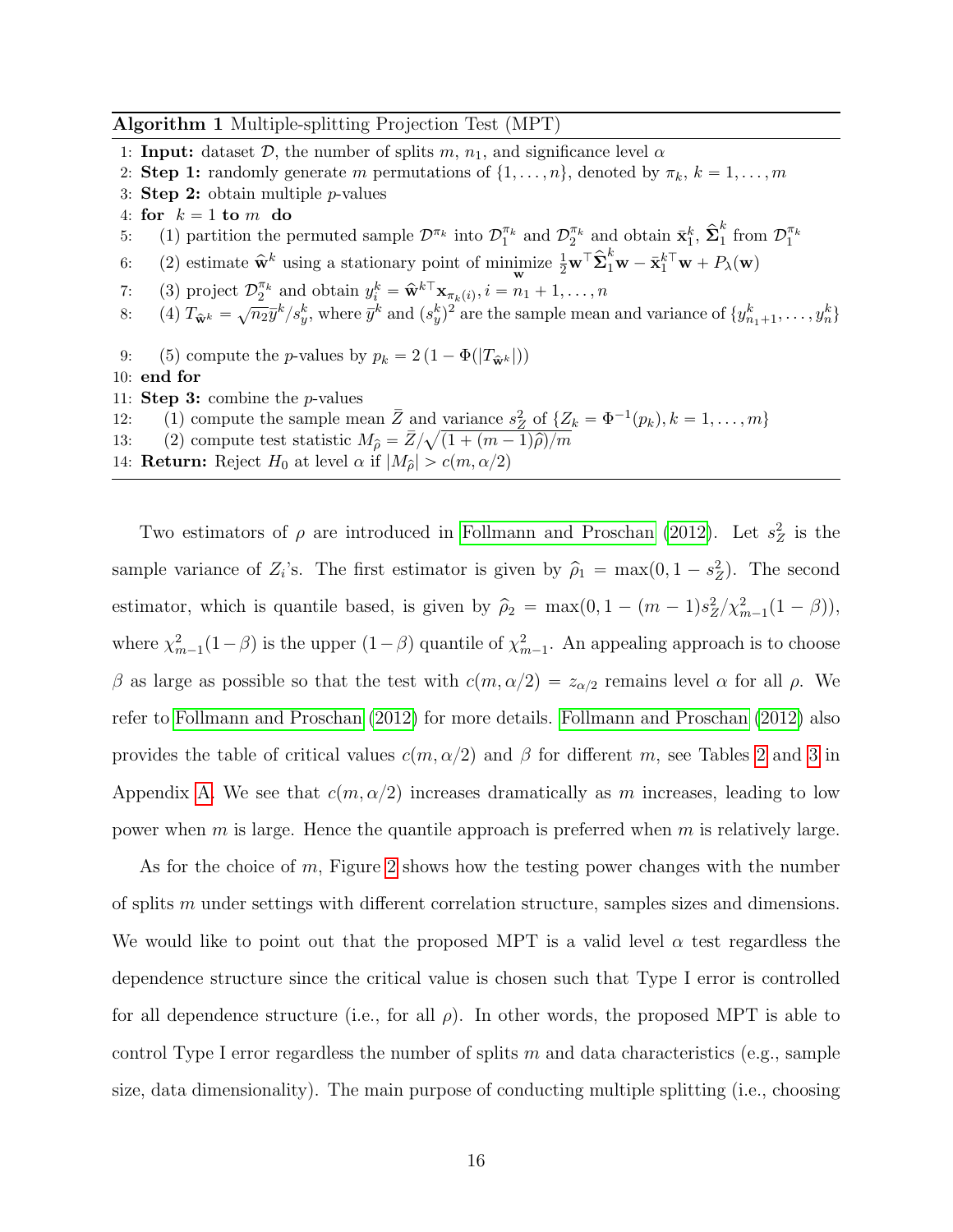**Algorithm 1** Multiple-splitting Projection Test (MPT)

1: **Input:** dataset $\mathcal{D}$, the number of splits $m$, $n_1$, and significance level $\alpha$
2: **Step 1:** randomly generate $m$ permutations of $\{1, \ldots, n\}$, denoted by $\pi_k$, $k = 1, \ldots, m$
3: **Step 2:** obtain multiple $p$-values
4: **for** $k = 1$ **to** $m$ **do**
5: (1) partition the permuted sample $\mathcal{D}^{\pi_k}$ into $\mathcal{D}_1^{\pi_k}$ and $\mathcal{D}_2^{\pi_k}$ and obtain $\bar{\mathbf{x}}_1^k$, $\widehat{\boldsymbol{\Sigma}}_1^k$ from $\mathcal{D}_1^{\pi_k}$
6: (2) estimate $\widehat{\mathbf{w}}^k$ using a stationary point of $\underset{\mathbf{w}}{\text{minimize}}\ \frac{1}{2}\mathbf{w}^\top \widehat{\boldsymbol{\Sigma}}_1^k \mathbf{w} - \bar{\mathbf{x}}_1^{k\top}\mathbf{w} + P_\lambda(\mathbf{w})$
7: (3) project $\mathcal{D}_2^{\pi_k}$ and obtain $y_i^k = \widehat{\mathbf{w}}^{k\top}\mathbf{x}_{\pi_k(i)}, i = n_1 + 1, \ldots, n$
8: (4) $T_{\widehat{\mathbf{w}}^k} = \sqrt{n_2}\bar{y}^k / s_y^k$, where $\bar{y}^k$ and $(s_y^k)^2$ are the sample mean and variance of $\{y_{n_1+1}^k, \ldots, y_n^k\}$
9: (5) compute the $p$-values by $p_k = 2\left(1 - \Phi(|T_{\widehat{\mathbf{w}}^k}|)\right)$
10: **end for**
11: **Step 3:** combine the $p$-values
12: (1) compute the sample mean $\bar{Z}$ and variance $s_Z^2$ of $\{Z_k = \Phi^{-1}(p_k), k = 1, \ldots, m\}$
13: (2) compute test statistic $M_{\widehat{\rho}} = \bar{Z}/\sqrt{(1 + (m-1)\widehat{\rho})/m}$
14: **Return:** Reject $H_0$ at level $\alpha$ if $|M_{\widehat{\rho}}| > c(m, \alpha/2)$

Two estimators of $\rho$ are introduced in Follmann and Proschan (2012). Let $s_Z^2$ is the sample variance of $Z_i$'s. The first estimator is given by $\widehat{\rho}_1 = \max(0, 1 - s_Z^2)$. The second estimator, which is quantile based, is given by $\widehat{\rho}_2 = \max(0, 1 - (m-1)s_Z^2/\chi_{m-1}^2(1-\beta))$, where $\chi_{m-1}^2(1-\beta)$ is the upper $(1-\beta)$ quantile of $\chi_{m-1}^2$. An appealing approach is to choose $\beta$ as large as possible so that the test with $c(m, \alpha/2) = z_{\alpha/2}$ remains level $\alpha$ for all $\rho$. We refer to Follmann and Proschan (2012) for more details. Follmann and Proschan (2012) also provides the table of critical values $c(m, \alpha/2)$ and $\beta$ for different $m$, see Tables 2 and 3 in Appendix A. We see that $c(m, \alpha/2)$ increases dramatically as $m$ increases, leading to low power when $m$ is large. Hence the quantile approach is preferred when $m$ is relatively large.

As for the choice of $m$, Figure 2 shows how the testing power changes with the number of splits $m$ under settings with different correlation structure, samples sizes and dimensions. We would like to point out that the proposed MPT is a valid level $\alpha$ test regardless the dependence structure since the critical value is chosen such that Type I error is controlled for all dependence structure (i.e., for all $\rho$). In other words, the proposed MPT is able to control Type I error regardless the number of splits $m$ and data characteristics (e.g., sample size, data dimensionality). The main purpose of conducting multiple splitting (i.e., choosing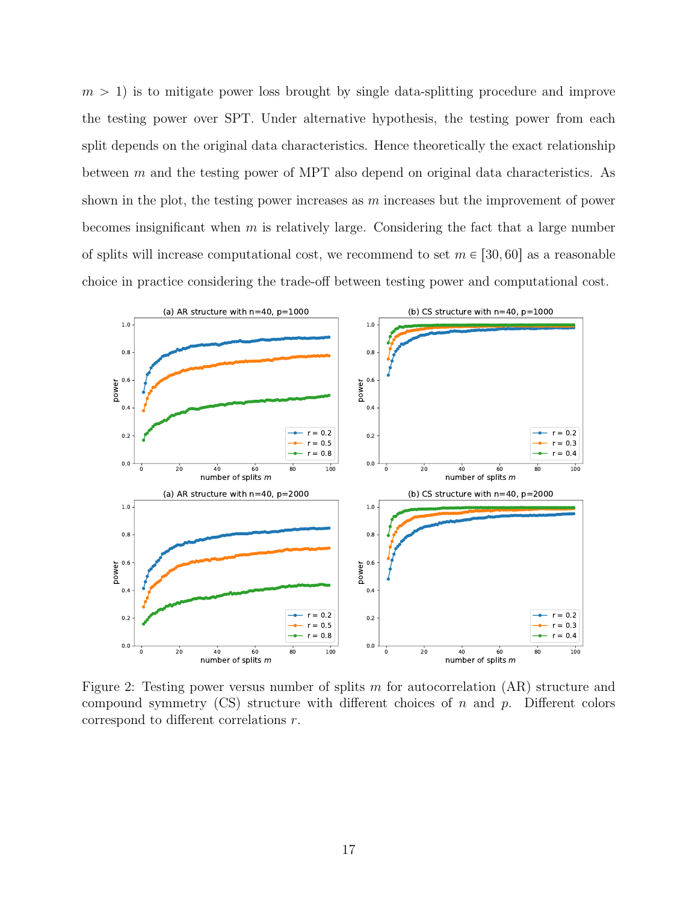$m > 1$) is to mitigate power loss brought by single data-splitting procedure and improve the testing power over SPT. Under alternative hypothesis, the testing power from each split depends on the original data characteristics. Hence theoretically the exact relationship between $m$ and the testing power of MPT also depend on original data characteristics. As shown in the plot, the testing power increases as $m$ increases but the improvement of power becomes insignificant when $m$ is relatively large. Considering the fact that a large number of splits will increase computational cost, we recommend to set $m \in [30, 60]$ as a reasonable choice in practice considering the trade-off between testing power and computational cost.

Figure 2: Testing power versus number of splits $m$ for autocorrelation (AR) structure and compound symmetry (CS) structure with different choices of $n$ and $p$. Different colors correspond to different correlations $r$.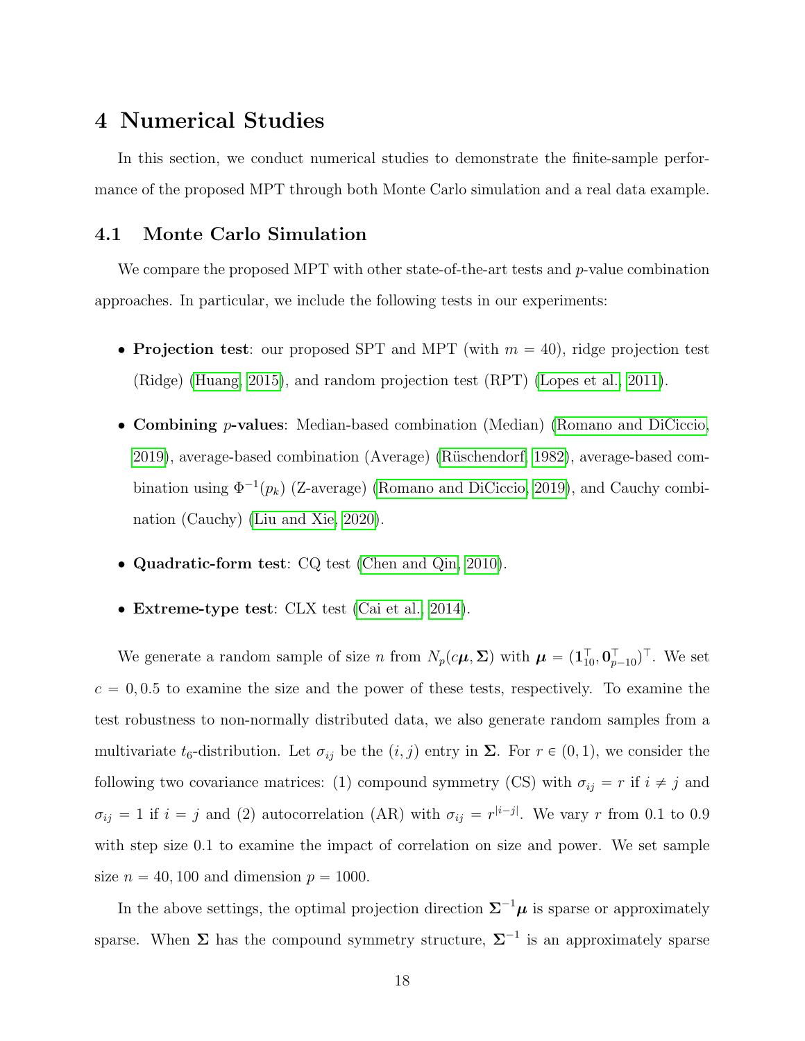# 4 Numerical Studies

In this section, we conduct numerical studies to demonstrate the finite-sample performance of the proposed MPT through both Monte Carlo simulation and a real data example.

## 4.1 Monte Carlo Simulation

We compare the proposed MPT with other state-of-the-art tests and $p$-value combination approaches. In particular, we include the following tests in our experiments:

- **Projection test**: our proposed SPT and MPT (with $m = 40$), ridge projection test (Ridge) (Huang, 2015), and random projection test (RPT) (Lopes et al., 2011).
- **Combining $p$-values**: Median-based combination (Median) (Romano and DiCiccio, 2019), average-based combination (Average) (Rüschendorf, 1982), average-based combination using $\Phi^{-1}(p_k)$ (Z-average) (Romano and DiCiccio, 2019), and Cauchy combination (Cauchy) (Liu and Xie, 2020).
- **Quadratic-form test**: CQ test (Chen and Qin, 2010).
- **Extreme-type test**: CLX test (Cai et al., 2014).

We generate a random sample of size $n$ from $N_p(c\boldsymbol{\mu}, \boldsymbol{\Sigma})$ with $\boldsymbol{\mu} = (\mathbf{1}_{10}^\top, \mathbf{0}_{p-10}^\top)^\top$. We set $c = 0, 0.5$ to examine the size and the power of these tests, respectively. To examine the test robustness to non-normally distributed data, we also generate random samples from a multivariate $t_6$-distribution. Let $\sigma_{ij}$ be the $(i, j)$ entry in $\boldsymbol{\Sigma}$. For $r \in (0, 1)$, we consider the following two covariance matrices: (1) compound symmetry (CS) with $\sigma_{ij} = r$ if $i \neq j$ and $\sigma_{ij} = 1$ if $i = j$ and (2) autocorrelation (AR) with $\sigma_{ij} = r^{|i-j|}$. We vary $r$ from 0.1 to 0.9 with step size 0.1 to examine the impact of correlation on size and power. We set sample size $n = 40, 100$ and dimension $p = 1000$.

In the above settings, the optimal projection direction $\boldsymbol{\Sigma}^{-1}\boldsymbol{\mu}$ is sparse or approximately sparse. When $\boldsymbol{\Sigma}$ has the compound symmetry structure, $\boldsymbol{\Sigma}^{-1}$ is an approximately sparse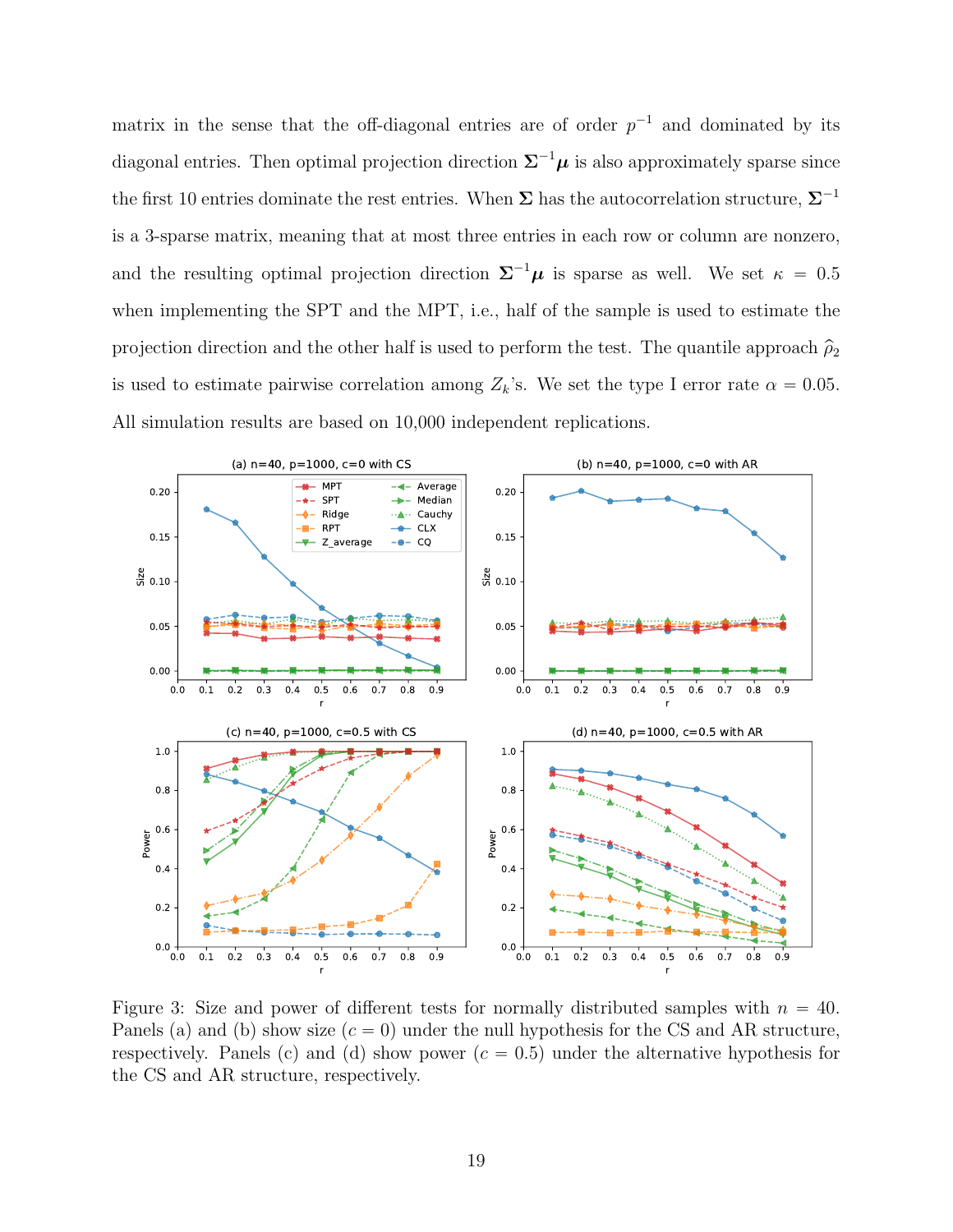matrix in the sense that the off-diagonal entries are of order $p^{-1}$ and dominated by its diagonal entries. Then optimal projection direction $\mathbf{\Sigma}^{-1}\boldsymbol{\mu}$ is also approximately sparse since the first 10 entries dominate the rest entries. When $\mathbf{\Sigma}$ has the autocorrelation structure, $\mathbf{\Sigma}^{-1}$ is a 3-sparse matrix, meaning that at most three entries in each row or column are nonzero, and the resulting optimal projection direction $\mathbf{\Sigma}^{-1}\boldsymbol{\mu}$ is sparse as well. We set $\kappa = 0.5$ when implementing the SPT and the MPT, i.e., half of the sample is used to estimate the projection direction and the other half is used to perform the test. The quantile approach $\widehat{\rho}_2$ is used to estimate pairwise correlation among $Z_k$'s. We set the type I error rate $\alpha = 0.05$. All simulation results are based on 10,000 independent replications.

Figure 3: Size and power of different tests for normally distributed samples with $n = 40$. Panels (a) and (b) show size ($c = 0$) under the null hypothesis for the CS and AR structure, respectively. Panels (c) and (d) show power ($c = 0.5$) under the alternative hypothesis for the CS and AR structure, respectively.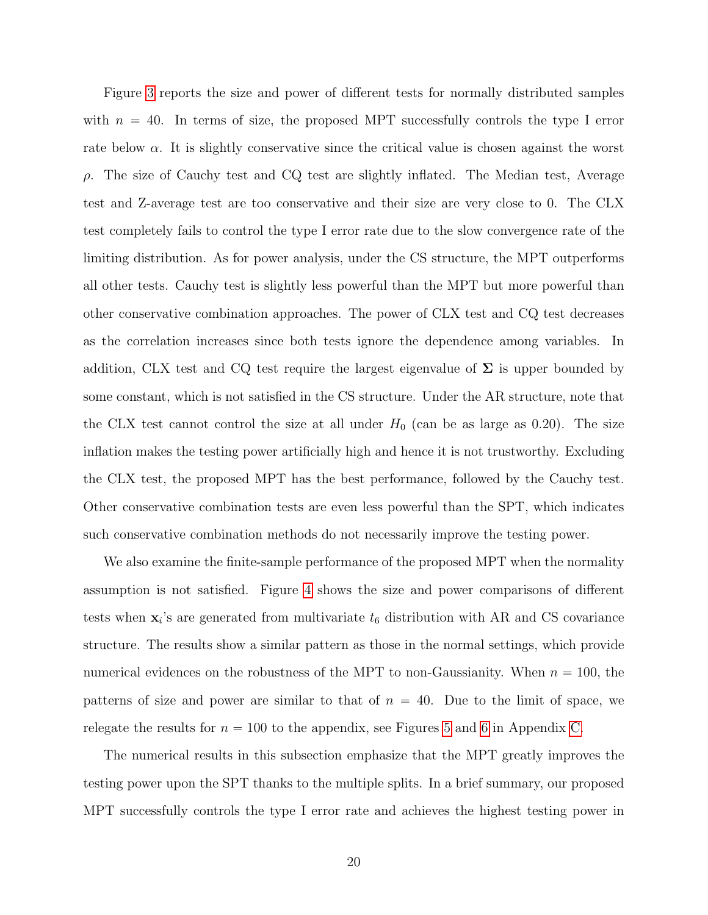Figure 3 reports the size and power of different tests for normally distributed samples with $n = 40$. In terms of size, the proposed MPT successfully controls the type I error rate below $\alpha$. It is slightly conservative since the critical value is chosen against the worst $\rho$. The size of Cauchy test and CQ test are slightly inflated. The Median test, Average test and Z-average test are too conservative and their size are very close to 0. The CLX test completely fails to control the type I error rate due to the slow convergence rate of the limiting distribution. As for power analysis, under the CS structure, the MPT outperforms all other tests. Cauchy test is slightly less powerful than the MPT but more powerful than other conservative combination approaches. The power of CLX test and CQ test decreases as the correlation increases since both tests ignore the dependence among variables. In addition, CLX test and CQ test require the largest eigenvalue of $\mathbf{\Sigma}$ is upper bounded by some constant, which is not satisfied in the CS structure. Under the AR structure, note that the CLX test cannot control the size at all under $H_0$ (can be as large as 0.20). The size inflation makes the testing power artificially high and hence it is not trustworthy. Excluding the CLX test, the proposed MPT has the best performance, followed by the Cauchy test. Other conservative combination tests are even less powerful than the SPT, which indicates such conservative combination methods do not necessarily improve the testing power.

We also examine the finite-sample performance of the proposed MPT when the normality assumption is not satisfied. Figure 4 shows the size and power comparisons of different tests when $\mathbf{x}_i$'s are generated from multivariate $t_6$ distribution with AR and CS covariance structure. The results show a similar pattern as those in the normal settings, which provide numerical evidences on the robustness of the MPT to non-Gaussianity. When $n = 100$, the patterns of size and power are similar to that of $n = 40$. Due to the limit of space, we relegate the results for $n = 100$ to the appendix, see Figures 5 and 6 in Appendix C.

The numerical results in this subsection emphasize that the MPT greatly improves the testing power upon the SPT thanks to the multiple splits. In a brief summary, our proposed MPT successfully controls the type I error rate and achieves the highest testing power in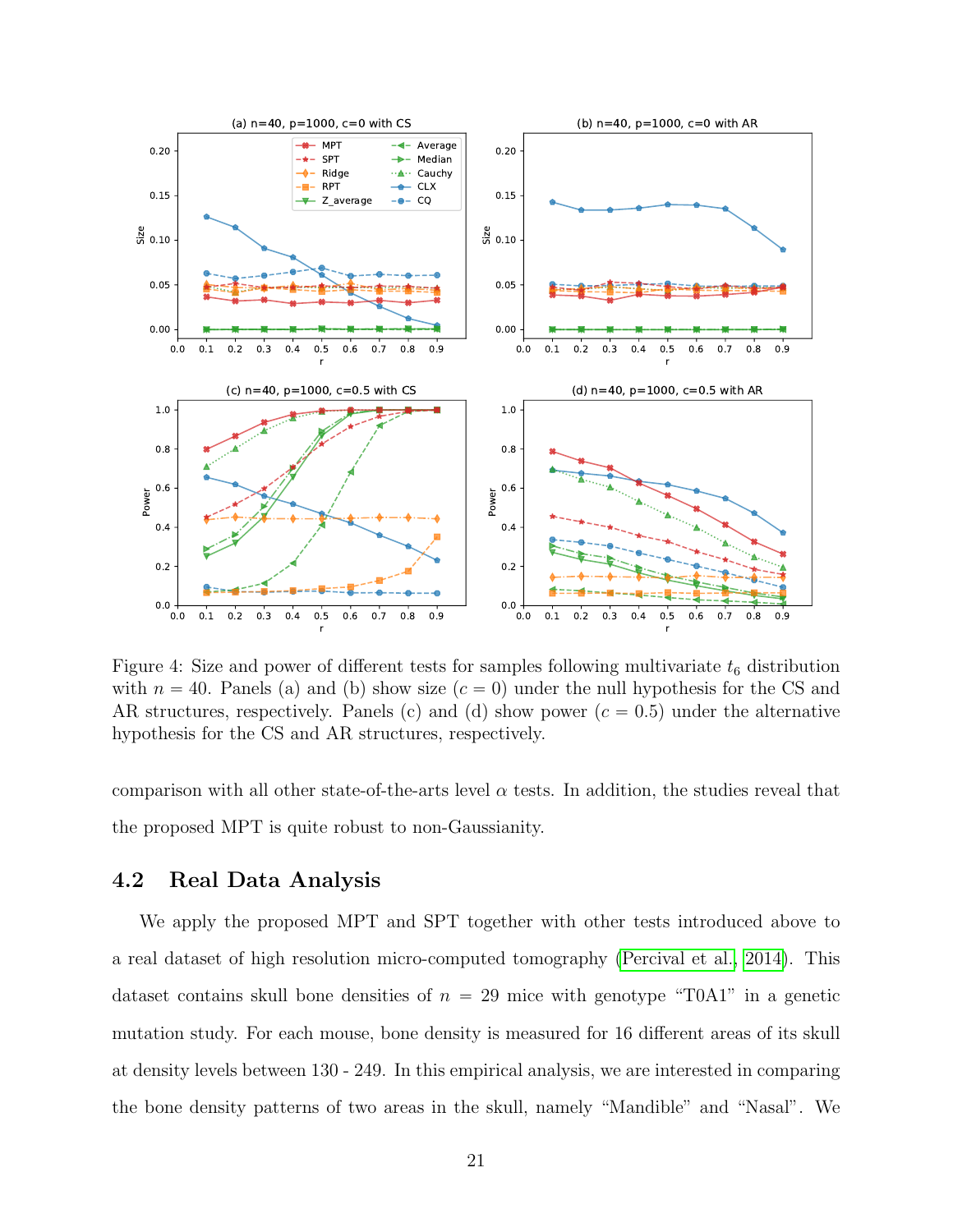Figure 4: Size and power of different tests for samples following multivariate $t_6$ distribution with $n = 40$. Panels (a) and (b) show size ($c = 0$) under the null hypothesis for the CS and AR structures, respectively. Panels (c) and (d) show power ($c = 0.5$) under the alternative hypothesis for the CS and AR structures, respectively.

comparison with all other state-of-the-arts level $\alpha$ tests. In addition, the studies reveal that the proposed MPT is quite robust to non-Gaussianity.

## 4.2 Real Data Analysis

We apply the proposed MPT and SPT together with other tests introduced above to a real dataset of high resolution micro-computed tomography (Percival et al., 2014). This dataset contains skull bone densities of $n = 29$ mice with genotype "T0A1" in a genetic mutation study. For each mouse, bone density is measured for 16 different areas of its skull at density levels between 130 - 249. In this empirical analysis, we are interested in comparing the bone density patterns of two areas in the skull, namely "Mandible" and "Nasal". We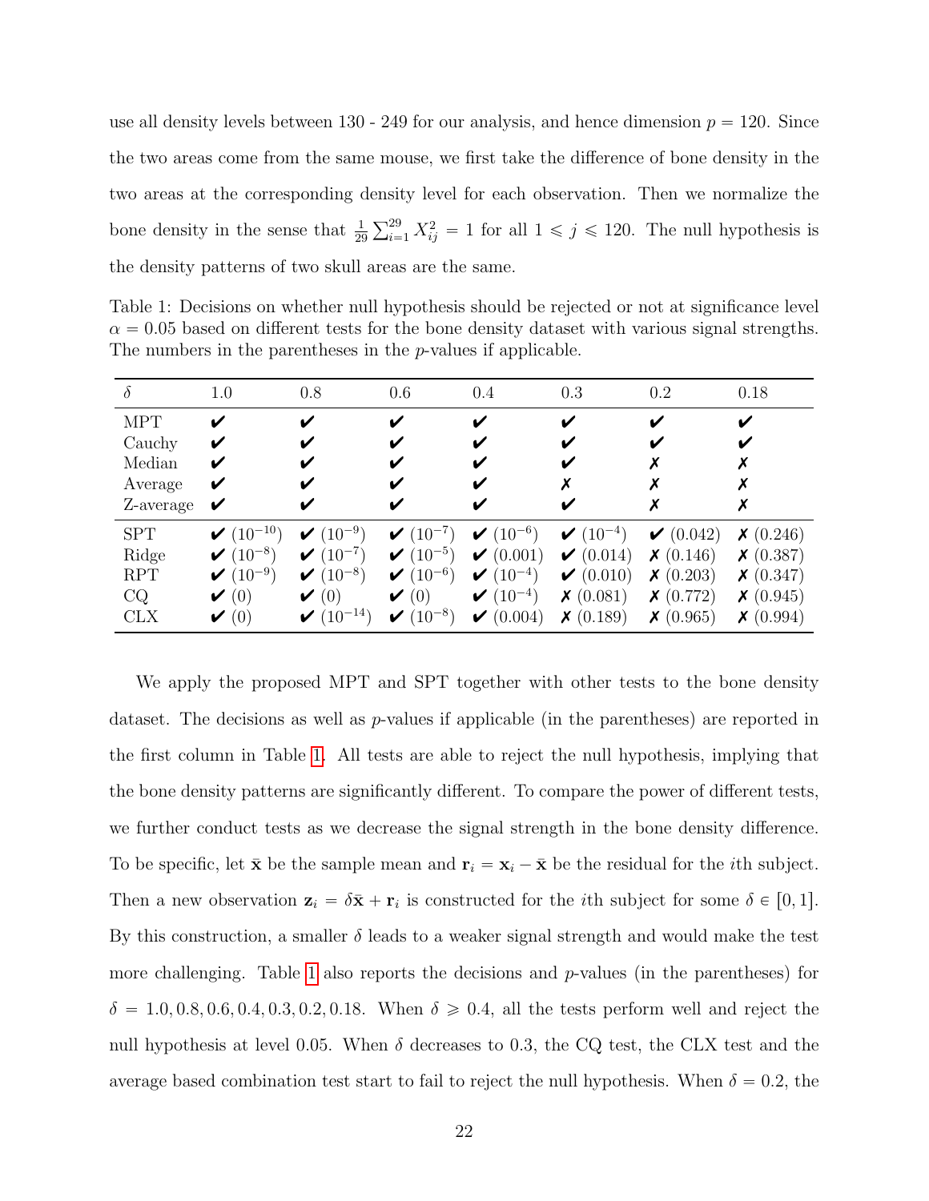use all density levels between 130 - 249 for our analysis, and hence dimension $p = 120$. Since the two areas come from the same mouse, we first take the difference of bone density in the two areas at the corresponding density level for each observation. Then we normalize the bone density in the sense that $\frac{1}{29}\sum_{i=1}^{29} X_{ij}^2 = 1$ for all $1 \leqslant j \leqslant 120$. The null hypothesis is the density patterns of two skull areas are the same.

Table 1: Decisions on whether null hypothesis should be rejected or not at significance level $\alpha = 0.05$ based on different tests for the bone density dataset with various signal strengths. The numbers in the parentheses in the $p$-values if applicable.

| $\delta$ | 1.0 | 0.8 | 0.6 | 0.4 | 0.3 | 0.2 | 0.18 |
|---|---|---|---|---|---|---|---|
| MPT | ✔ | ✔ | ✔ | ✔ | ✔ | ✔ | ✔ |
| Cauchy | ✔ | ✔ | ✔ | ✔ | ✔ | ✔ | ✔ |
| Median | ✔ | ✔ | ✔ | ✔ | ✔ | ✗ | ✗ |
| Average | ✔ | ✔ | ✔ | ✔ | ✗ | ✗ | ✗ |
| Z-average | ✔ | ✔ | ✔ | ✔ | ✔ | ✗ | ✗ |
| SPT | ✔ ($10^{-10}$) | ✔ ($10^{-9}$) | ✔ ($10^{-7}$) | ✔ ($10^{-6}$) | ✔ ($10^{-4}$) | ✔ (0.042) | ✗ (0.246) |
| Ridge | ✔ ($10^{-8}$) | ✔ ($10^{-7}$) | ✔ ($10^{-5}$) | ✔ (0.001) | ✔ (0.014) | ✗ (0.146) | ✗ (0.387) |
| RPT | ✔ ($10^{-9}$) | ✔ ($10^{-8}$) | ✔ ($10^{-6}$) | ✔ ($10^{-4}$) | ✔ (0.010) | ✗ (0.203) | ✗ (0.347) |
| CQ | ✔ (0) | ✔ (0) | ✔ (0) | ✔ ($10^{-4}$) | ✗ (0.081) | ✗ (0.772) | ✗ (0.945) |
| CLX | ✔ (0) | ✔ ($10^{-14}$) | ✔ ($10^{-8}$) | ✔ (0.004) | ✗ (0.189) | ✗ (0.965) | ✗ (0.994) |

We apply the proposed MPT and SPT together with other tests to the bone density dataset. The decisions as well as $p$-values if applicable (in the parentheses) are reported in the first column in Table 1. All tests are able to reject the null hypothesis, implying that the bone density patterns are significantly different. To compare the power of different tests, we further conduct tests as we decrease the signal strength in the bone density difference. To be specific, let $\bar{\mathbf{x}}$ be the sample mean and $\mathbf{r}_i = \mathbf{x}_i - \bar{\mathbf{x}}$ be the residual for the $i$th subject. Then a new observation $\mathbf{z}_i = \delta\bar{\mathbf{x}} + \mathbf{r}_i$ is constructed for the $i$th subject for some $\delta \in [0, 1]$. By this construction, a smaller $\delta$ leads to a weaker signal strength and would make the test more challenging. Table 1 also reports the decisions and $p$-values (in the parentheses) for $\delta = 1.0, 0.8, 0.6, 0.4, 0.3, 0.2, 0.18$. When $\delta \geqslant 0.4$, all the tests perform well and reject the null hypothesis at level 0.05. When $\delta$ decreases to 0.3, the CQ test, the CLX test and the average based combination test start to fail to reject the null hypothesis. When $\delta = 0.2$, the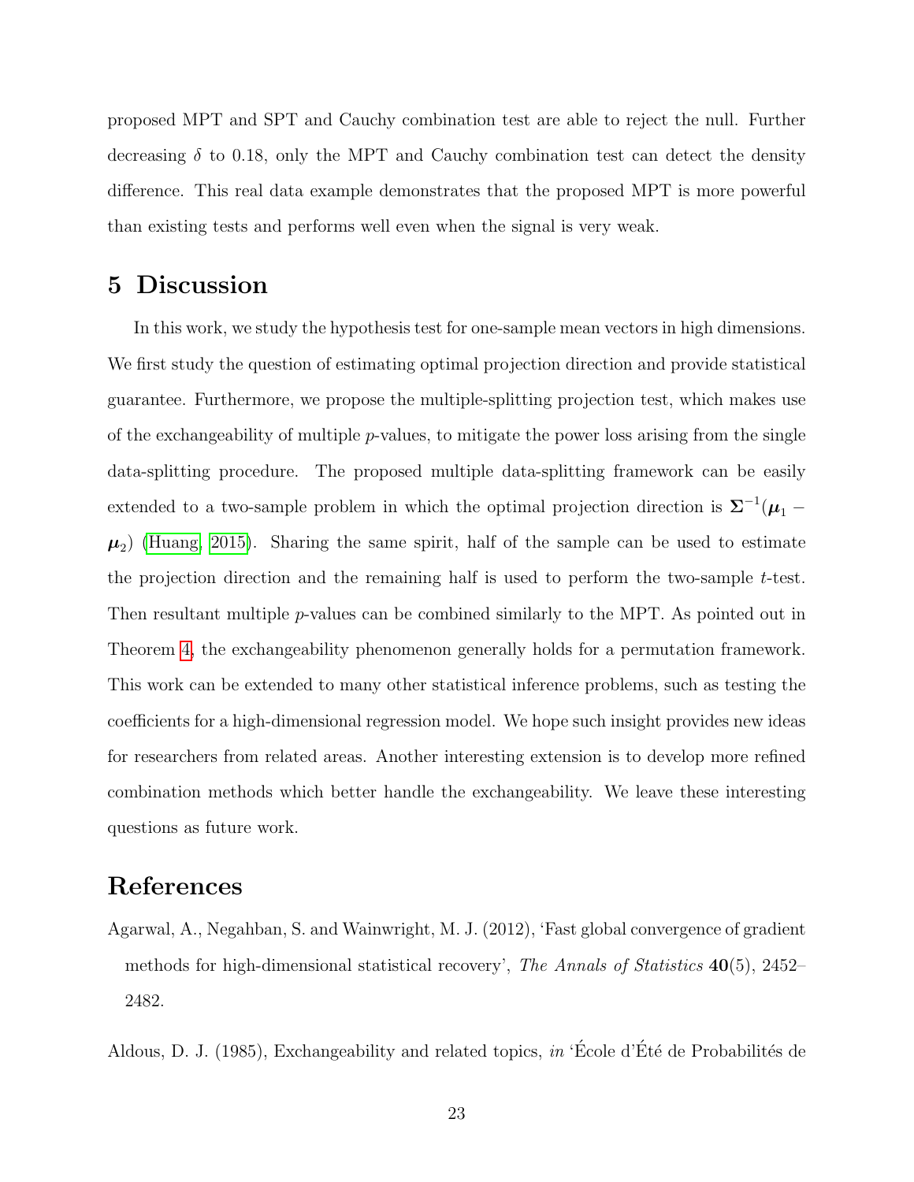proposed MPT and SPT and Cauchy combination test are able to reject the null. Further decreasing $\delta$ to 0.18, only the MPT and Cauchy combination test can detect the density difference. This real data example demonstrates that the proposed MPT is more powerful than existing tests and performs well even when the signal is very weak.

# 5 Discussion

In this work, we study the hypothesis test for one-sample mean vectors in high dimensions. We first study the question of estimating optimal projection direction and provide statistical guarantee. Furthermore, we propose the multiple-splitting projection test, which makes use of the exchangeability of multiple $p$-values, to mitigate the power loss arising from the single data-splitting procedure. The proposed multiple data-splitting framework can be easily extended to a two-sample problem in which the optimal projection direction is $\mathbf{\Sigma}^{-1}(\boldsymbol{\mu}_1 - \boldsymbol{\mu}_2)$ (Huang, 2015). Sharing the same spirit, half of the sample can be used to estimate the projection direction and the remaining half is used to perform the two-sample $t$-test. Then resultant multiple $p$-values can be combined similarly to the MPT. As pointed out in Theorem 4, the exchangeability phenomenon generally holds for a permutation framework. This work can be extended to many other statistical inference problems, such as testing the coefficients for a high-dimensional regression model. We hope such insight provides new ideas for researchers from related areas. Another interesting extension is to develop more refined combination methods which better handle the exchangeability. We leave these interesting questions as future work.

# References

Agarwal, A., Negahban, S. and Wainwright, M. J. (2012), 'Fast global convergence of gradient methods for high-dimensional statistical recovery', *The Annals of Statistics* **40**(5), 2452–2482.

Aldous, D. J. (1985), Exchangeability and related topics, *in* 'École d'Été de Probabilités de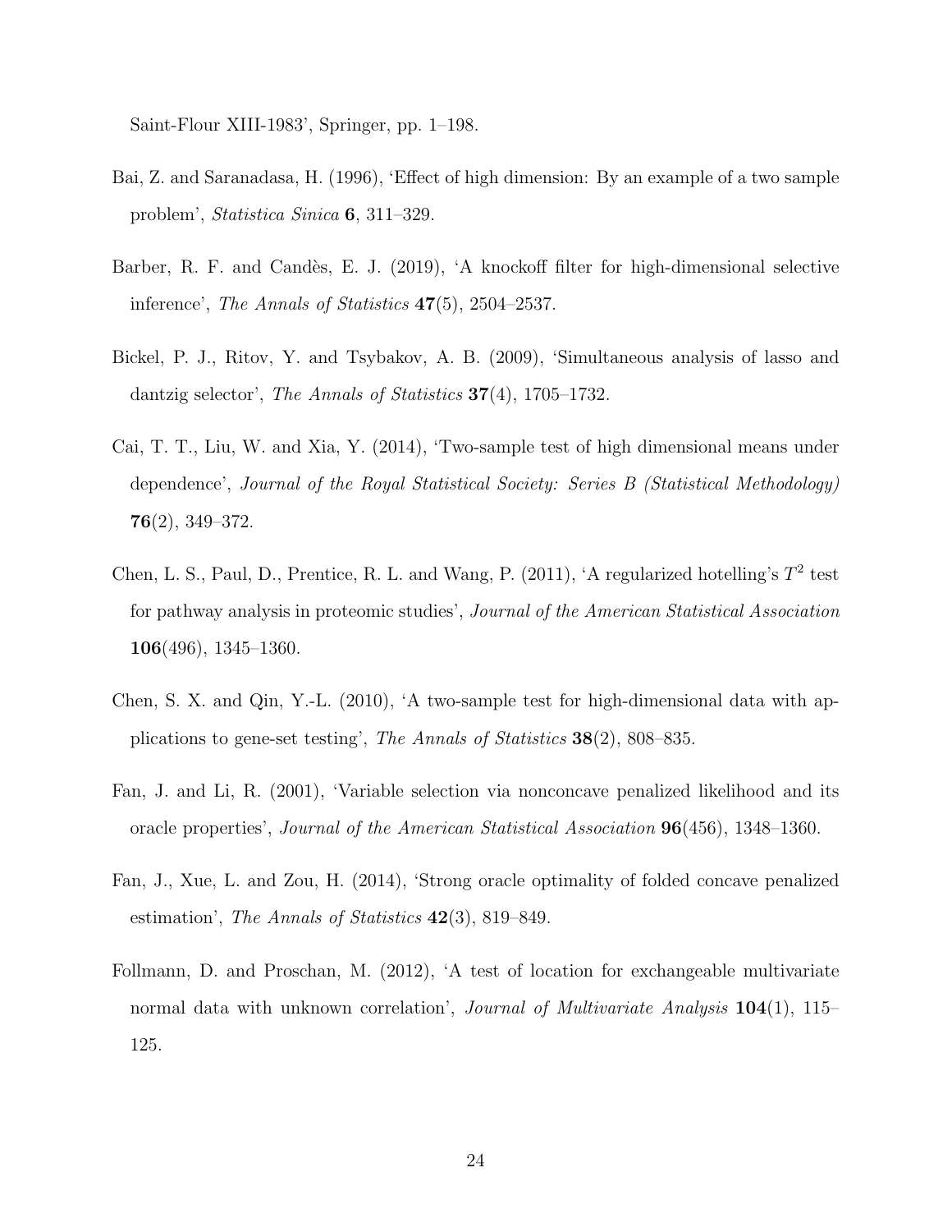Saint-Flour XIII-1983', Springer, pp. 1–198.

Bai, Z. and Saranadasa, H. (1996), 'Effect of high dimension: By an example of a two sample problem', *Statistica Sinica* **6**, 311–329.

Barber, R. F. and Candès, E. J. (2019), 'A knockoff filter for high-dimensional selective inference', *The Annals of Statistics* **47**(5), 2504–2537.

Bickel, P. J., Ritov, Y. and Tsybakov, A. B. (2009), 'Simultaneous analysis of lasso and dantzig selector', *The Annals of Statistics* **37**(4), 1705–1732.

Cai, T. T., Liu, W. and Xia, Y. (2014), 'Two-sample test of high dimensional means under dependence', *Journal of the Royal Statistical Society: Series B (Statistical Methodology)* **76**(2), 349–372.

Chen, L. S., Paul, D., Prentice, R. L. and Wang, P. (2011), 'A regularized hotelling's $T^2$ test for pathway analysis in proteomic studies', *Journal of the American Statistical Association* **106**(496), 1345–1360.

Chen, S. X. and Qin, Y.-L. (2010), 'A two-sample test for high-dimensional data with applications to gene-set testing', *The Annals of Statistics* **38**(2), 808–835.

Fan, J. and Li, R. (2001), 'Variable selection via nonconcave penalized likelihood and its oracle properties', *Journal of the American Statistical Association* **96**(456), 1348–1360.

Fan, J., Xue, L. and Zou, H. (2014), 'Strong oracle optimality of folded concave penalized estimation', *The Annals of Statistics* **42**(3), 819–849.

Follmann, D. and Proschan, M. (2012), 'A test of location for exchangeable multivariate normal data with unknown correlation', *Journal of Multivariate Analysis* **104**(1), 115–125.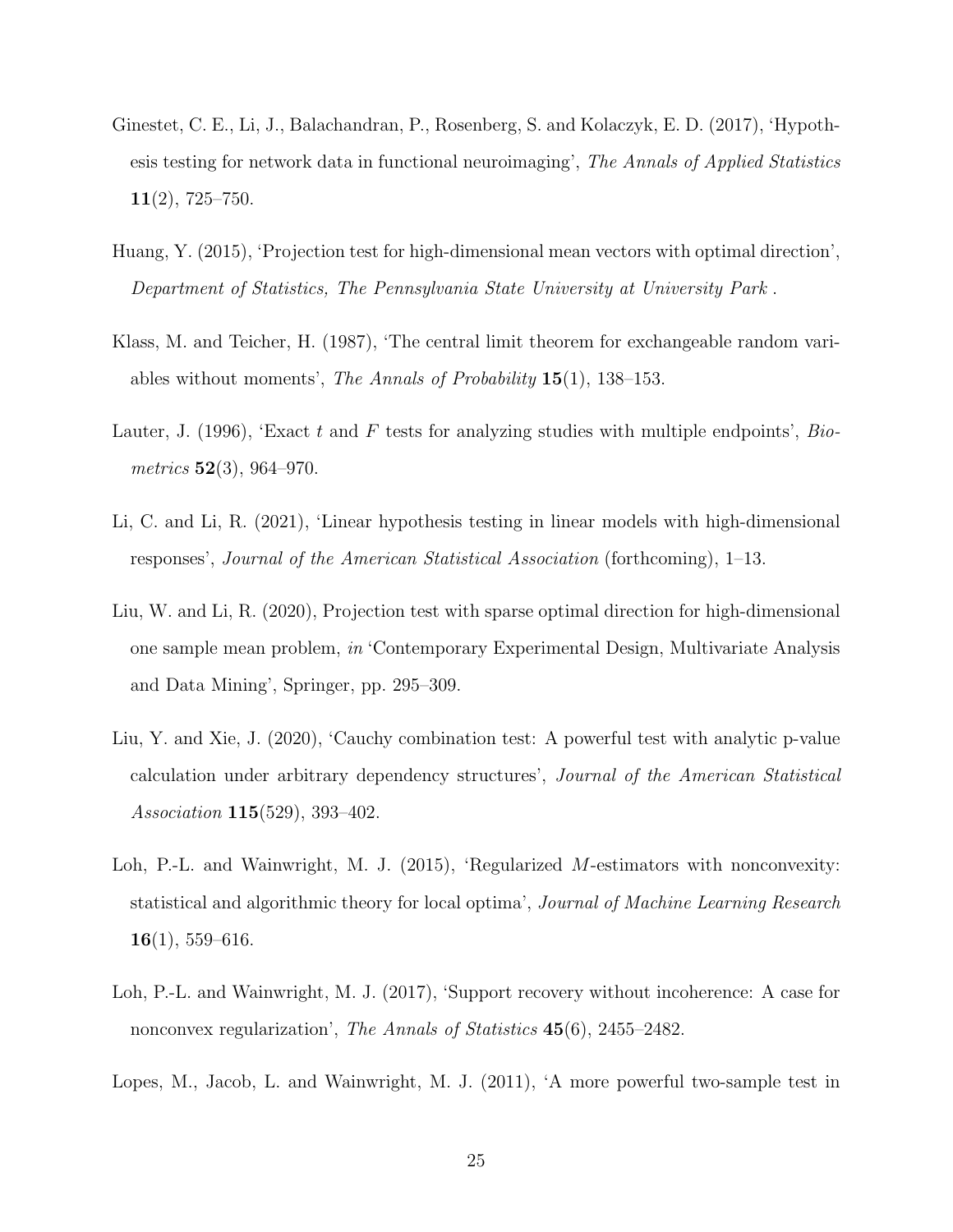Ginestet, C. E., Li, J., Balachandran, P., Rosenberg, S. and Kolaczyk, E. D. (2017), 'Hypothesis testing for network data in functional neuroimaging', *The Annals of Applied Statistics* **11**(2), 725–750.

Huang, Y. (2015), 'Projection test for high-dimensional mean vectors with optimal direction', *Department of Statistics, The Pennsylvania State University at University Park* .

Klass, M. and Teicher, H. (1987), 'The central limit theorem for exchangeable random variables without moments', *The Annals of Probability* **15**(1), 138–153.

Lauter, J. (1996), 'Exact $t$ and $F$ tests for analyzing studies with multiple endpoints', *Biometrics* **52**(3), 964–970.

Li, C. and Li, R. (2021), 'Linear hypothesis testing in linear models with high-dimensional responses', *Journal of the American Statistical Association* (forthcoming), 1–13.

Liu, W. and Li, R. (2020), Projection test with sparse optimal direction for high-dimensional one sample mean problem, *in* 'Contemporary Experimental Design, Multivariate Analysis and Data Mining', Springer, pp. 295–309.

Liu, Y. and Xie, J. (2020), 'Cauchy combination test: A powerful test with analytic p-value calculation under arbitrary dependency structures', *Journal of the American Statistical Association* **115**(529), 393–402.

Loh, P.-L. and Wainwright, M. J. (2015), 'Regularized $M$-estimators with nonconvexity: statistical and algorithmic theory for local optima', *Journal of Machine Learning Research* **16**(1), 559–616.

Loh, P.-L. and Wainwright, M. J. (2017), 'Support recovery without incoherence: A case for nonconvex regularization', *The Annals of Statistics* **45**(6), 2455–2482.

Lopes, M., Jacob, L. and Wainwright, M. J. (2011), 'A more powerful two-sample test in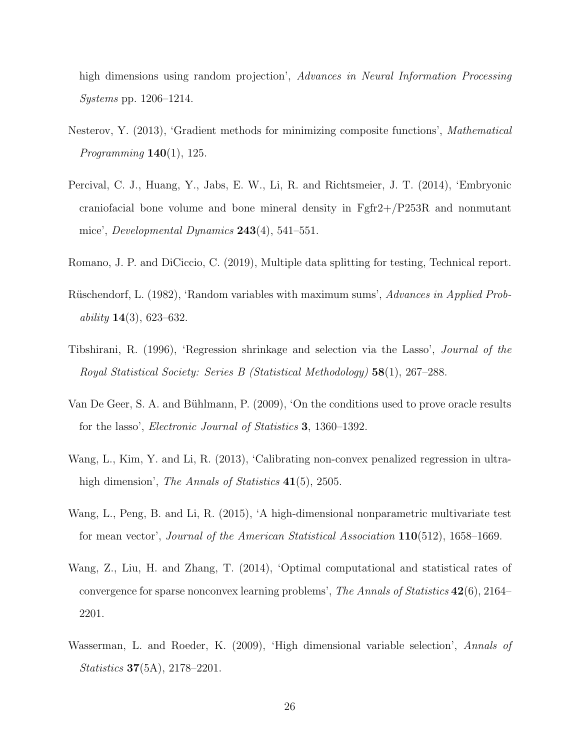high dimensions using random projection', *Advances in Neural Information Processing Systems* pp. 1206–1214.

Nesterov, Y. (2013), 'Gradient methods for minimizing composite functions', *Mathematical Programming* **140**(1), 125.

Percival, C. J., Huang, Y., Jabs, E. W., Li, R. and Richtsmeier, J. T. (2014), 'Embryonic craniofacial bone volume and bone mineral density in Fgfr2+/P253R and nonmutant mice', *Developmental Dynamics* **243**(4), 541–551.

Romano, J. P. and DiCiccio, C. (2019), Multiple data splitting for testing, Technical report.

Rüschendorf, L. (1982), 'Random variables with maximum sums', *Advances in Applied Probability* **14**(3), 623–632.

Tibshirani, R. (1996), 'Regression shrinkage and selection via the Lasso', *Journal of the Royal Statistical Society: Series B (Statistical Methodology)* **58**(1), 267–288.

Van De Geer, S. A. and Bühlmann, P. (2009), 'On the conditions used to prove oracle results for the lasso', *Electronic Journal of Statistics* **3**, 1360–1392.

Wang, L., Kim, Y. and Li, R. (2013), 'Calibrating non-convex penalized regression in ultra-high dimension', *The Annals of Statistics* **41**(5), 2505.

Wang, L., Peng, B. and Li, R. (2015), 'A high-dimensional nonparametric multivariate test for mean vector', *Journal of the American Statistical Association* **110**(512), 1658–1669.

Wang, Z., Liu, H. and Zhang, T. (2014), 'Optimal computational and statistical rates of convergence for sparse nonconvex learning problems', *The Annals of Statistics* **42**(6), 2164–2201.

Wasserman, L. and Roeder, K. (2009), 'High dimensional variable selection', *Annals of Statistics* **37**(5A), 2178–2201.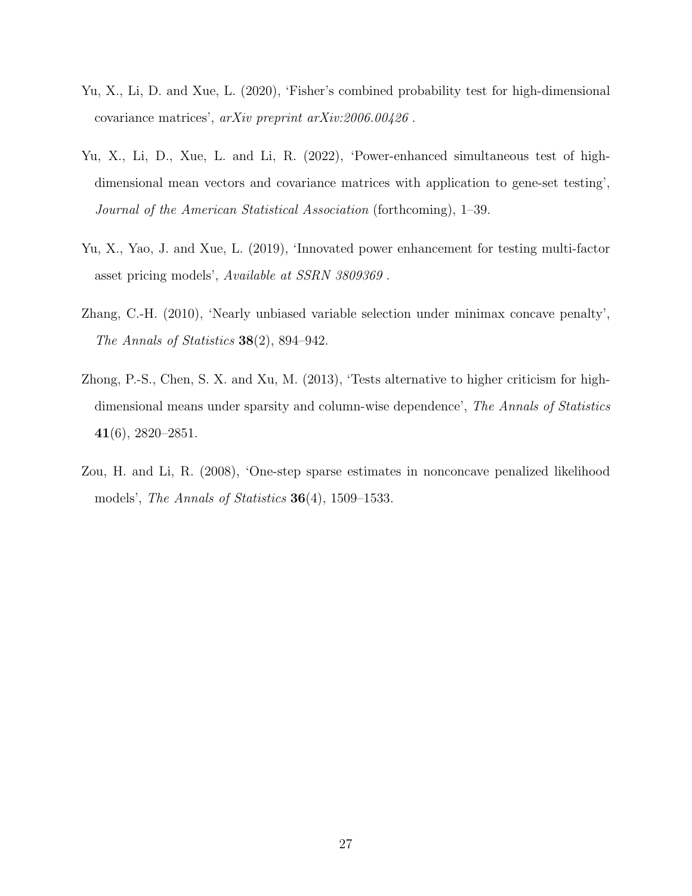Yu, X., Li, D. and Xue, L. (2020), 'Fisher's combined probability test for high-dimensional covariance matrices', *arXiv preprint arXiv:2006.00426* .

Yu, X., Li, D., Xue, L. and Li, R. (2022), 'Power-enhanced simultaneous test of high-dimensional mean vectors and covariance matrices with application to gene-set testing', *Journal of the American Statistical Association* (forthcoming), 1–39.

Yu, X., Yao, J. and Xue, L. (2019), 'Innovated power enhancement for testing multi-factor asset pricing models', *Available at SSRN 3809369* .

Zhang, C.-H. (2010), 'Nearly unbiased variable selection under minimax concave penalty', *The Annals of Statistics* **38**(2), 894–942.

Zhong, P.-S., Chen, S. X. and Xu, M. (2013), 'Tests alternative to higher criticism for high-dimensional means under sparsity and column-wise dependence', *The Annals of Statistics* **41**(6), 2820–2851.

Zou, H. and Li, R. (2008), 'One-step sparse estimates in nonconcave penalized likelihood models', *The Annals of Statistics* **36**(4), 1509–1533.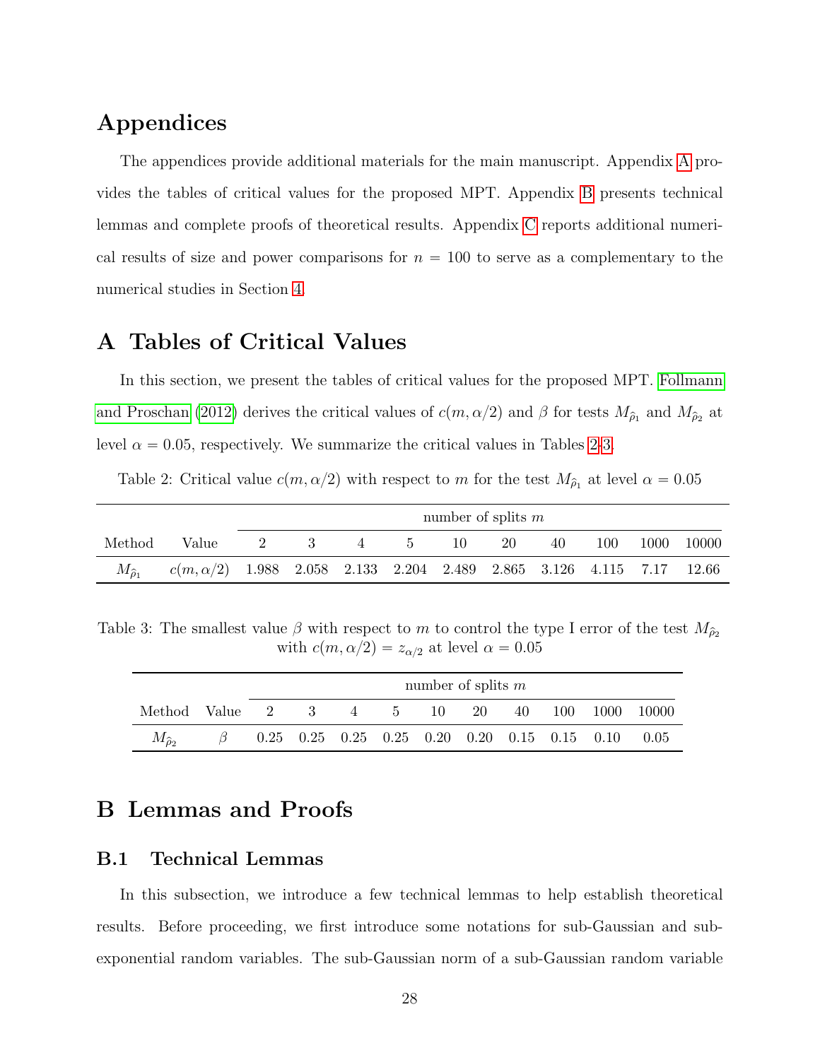# Appendices

The appendices provide additional materials for the main manuscript. Appendix A provides the tables of critical values for the proposed MPT. Appendix B presents technical lemmas and complete proofs of theoretical results. Appendix C reports additional numerical results of size and power comparisons for $n = 100$ to serve as a complementary to the numerical studies in Section 4.

# A Tables of Critical Values

In this section, we present the tables of critical values for the proposed MPT. Follmann and Proschan (2012) derives the critical values of $c(m, \alpha/2)$ and $\beta$ for tests $M_{\widehat{\rho}_1}$ and $M_{\widehat{\rho}_2}$ at level $\alpha = 0.05$, respectively. We summarize the critical values in Tables 2-3.

Table 2: Critical value $c(m, \alpha/2)$ with respect to $m$ for the test $M_{\widehat{\rho}_1}$ at level $\alpha = 0.05$

| | | number of splits $m$ | | | | | | | | | |
|---|---|---|---|---|---|---|---|---|---|---|---|
| Method | Value | 2 | 3 | 4 | 5 | 10 | 20 | 40 | 100 | 1000 | 10000 |
| $M_{\widehat{\rho}_1}$ | $c(m, \alpha/2)$ | 1.988 | 2.058 | 2.133 | 2.204 | 2.489 | 2.865 | 3.126 | 4.115 | 7.17 | 12.66 |

Table 3: The smallest value $\beta$ with respect to $m$ to control the type I error of the test $M_{\widehat{\rho}_2}$ with $c(m, \alpha/2) = z_{\alpha/2}$ at level $\alpha = 0.05$

| | | number of splits $m$ | | | | | | | | | |
|---|---|---|---|---|---|---|---|---|---|---|---|
| Method | Value | 2 | 3 | 4 | 5 | 10 | 20 | 40 | 100 | 1000 | 10000 |
| $M_{\widehat{\rho}_2}$ | $\beta$ | 0.25 | 0.25 | 0.25 | 0.25 | 0.20 | 0.20 | 0.15 | 0.15 | 0.10 | 0.05 |

# B Lemmas and Proofs

## B.1 Technical Lemmas

In this subsection, we introduce a few technical lemmas to help establish theoretical results. Before proceeding, we first introduce some notations for sub-Gaussian and sub-exponential random variables. The sub-Gaussian norm of a sub-Gaussian random variable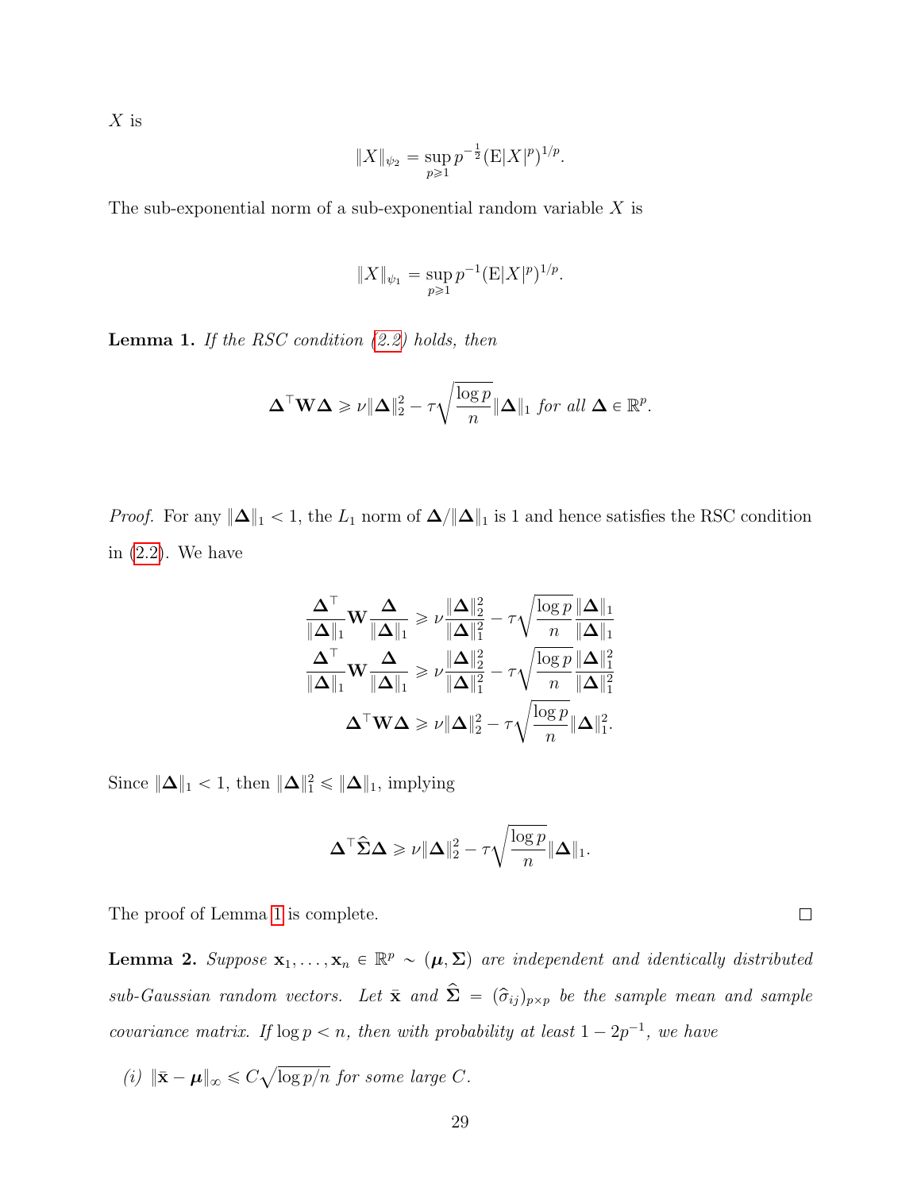$X$ is

$$\|X\|_{\psi_2} = \sup_{p \geqslant 1} p^{-\frac{1}{2}} (\mathrm{E}|X|^p)^{1/p}.$$

The sub-exponential norm of a sub-exponential random variable $X$ is

$$\|X\|_{\psi_1} = \sup_{p \geqslant 1} p^{-1} (\mathrm{E}|X|^p)^{1/p}.$$

**Lemma 1.** *If the RSC condition (2.2) holds, then*

$$\boldsymbol{\Delta}^\top \mathbf{W} \boldsymbol{\Delta} \geqslant \nu \|\boldsymbol{\Delta}\|_2^2 - \tau \sqrt{\frac{\log p}{n}} \|\boldsymbol{\Delta}\|_1 \text{ for all } \boldsymbol{\Delta} \in \mathbb{R}^p.$$

*Proof.* For any $\|\boldsymbol{\Delta}\|_1 < 1$, the $L_1$ norm of $\boldsymbol{\Delta}/\|\boldsymbol{\Delta}\|_1$ is 1 and hence satisfies the RSC condition in (2.2). We have

$$\begin{aligned}
\frac{\boldsymbol{\Delta}^\top}{\|\boldsymbol{\Delta}\|_1} \mathbf{W} \frac{\boldsymbol{\Delta}}{\|\boldsymbol{\Delta}\|_1} &\geqslant \nu \frac{\|\boldsymbol{\Delta}\|_2^2}{\|\boldsymbol{\Delta}\|_1^2} - \tau \sqrt{\frac{\log p}{n}} \frac{\|\boldsymbol{\Delta}\|_1}{\|\boldsymbol{\Delta}\|_1} \\
\frac{\boldsymbol{\Delta}^\top}{\|\boldsymbol{\Delta}\|_1} \mathbf{W} \frac{\boldsymbol{\Delta}}{\|\boldsymbol{\Delta}\|_1} &\geqslant \nu \frac{\|\boldsymbol{\Delta}\|_2^2}{\|\boldsymbol{\Delta}\|_1^2} - \tau \sqrt{\frac{\log p}{n}} \frac{\|\boldsymbol{\Delta}\|_1^2}{\|\boldsymbol{\Delta}\|_1^2} \\
\boldsymbol{\Delta}^\top \mathbf{W} \boldsymbol{\Delta} &\geqslant \nu \|\boldsymbol{\Delta}\|_2^2 - \tau \sqrt{\frac{\log p}{n}} \|\boldsymbol{\Delta}\|_1^2.
\end{aligned}$$

Since $\|\boldsymbol{\Delta}\|_1 < 1$, then $\|\boldsymbol{\Delta}\|_1^2 \leqslant \|\boldsymbol{\Delta}\|_1$, implying

$$\boldsymbol{\Delta}^\top \widehat{\boldsymbol{\Sigma}} \boldsymbol{\Delta} \geqslant \nu \|\boldsymbol{\Delta}\|_2^2 - \tau \sqrt{\frac{\log p}{n}} \|\boldsymbol{\Delta}\|_1.$$

The proof of Lemma 1 is complete. □

**Lemma 2.** *Suppose $\mathbf{x}_1, \ldots, \mathbf{x}_n \in \mathbb{R}^p \sim (\boldsymbol{\mu}, \boldsymbol{\Sigma})$ are independent and identically distributed sub-Gaussian random vectors. Let $\bar{\mathbf{x}}$ and $\widehat{\boldsymbol{\Sigma}} = (\widehat{\sigma}_{ij})_{p \times p}$ be the sample mean and sample covariance matrix. If $\log p < n$, then with probability at least $1 - 2p^{-1}$, we have*

*(i)* $\|\bar{\mathbf{x}} - \boldsymbol{\mu}\|_\infty \leqslant C\sqrt{\log p / n}$ *for some large $C$.*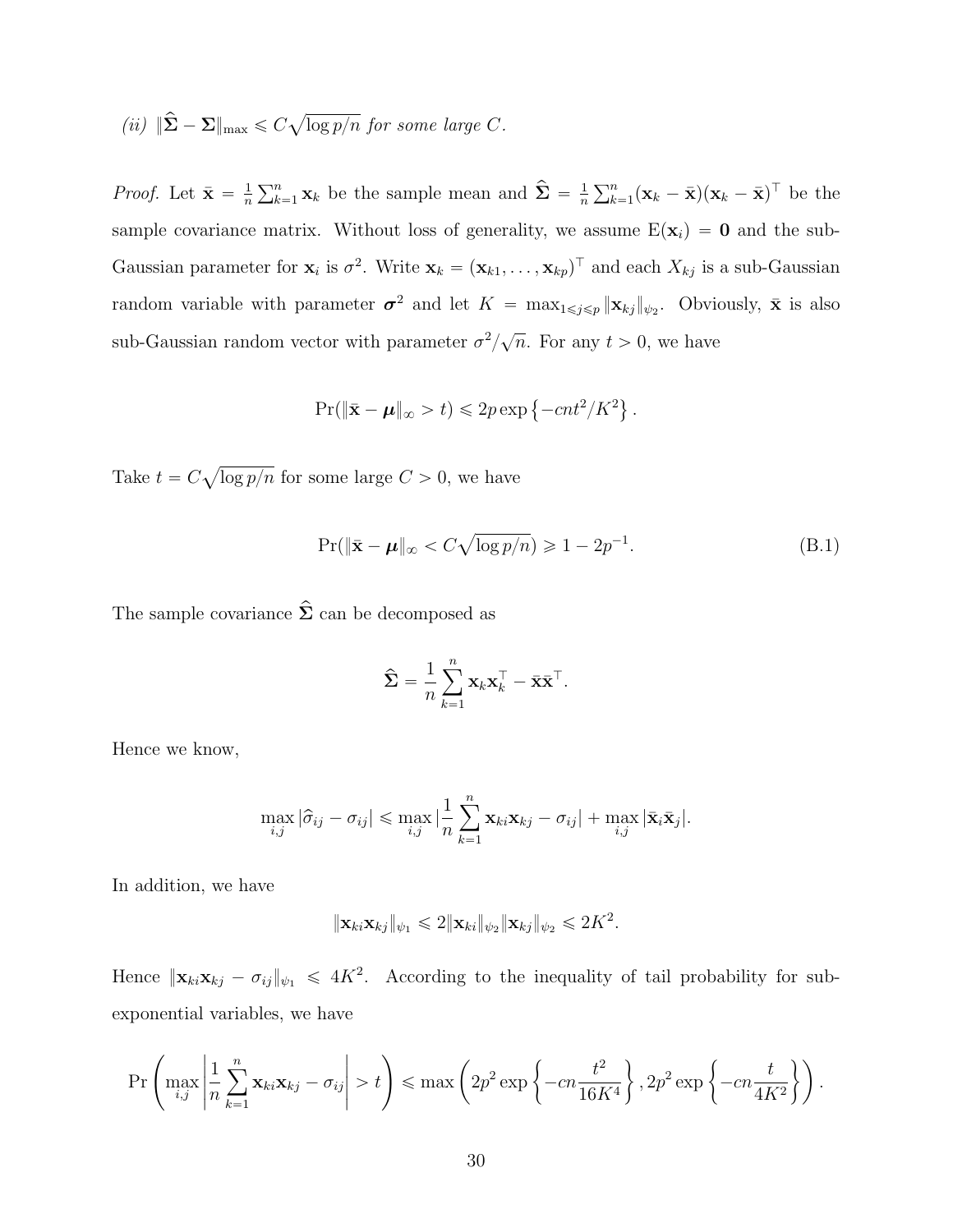*(ii)* $\|\widehat{\boldsymbol{\Sigma}} - \boldsymbol{\Sigma}\|_{\max} \leqslant C\sqrt{\log p/n}$ *for some large* $C$.

*Proof.* Let $\bar{\mathbf{x}} = \frac{1}{n}\sum_{k=1}^{n}\mathbf{x}_k$ be the sample mean and $\widehat{\boldsymbol{\Sigma}} = \frac{1}{n}\sum_{k=1}^{n}(\mathbf{x}_k - \bar{\mathbf{x}})(\mathbf{x}_k - \bar{\mathbf{x}})^\top$ be the sample covariance matrix. Without loss of generality, we assume $\mathrm{E}(\mathbf{x}_i) = \mathbf{0}$ and the sub-Gaussian parameter for $\mathbf{x}_i$ is $\sigma^2$. Write $\mathbf{x}_k = (\mathbf{x}_{k1}, \ldots, \mathbf{x}_{kp})^\top$ and each $X_{kj}$ is a sub-Gaussian random variable with parameter $\boldsymbol{\sigma}^2$ and let $K = \max_{1\leqslant j\leqslant p}\|\mathbf{x}_{kj}\|_{\psi_2}$. Obviously, $\bar{\mathbf{x}}$ is also sub-Gaussian random vector with parameter $\sigma^2/\sqrt{n}$. For any $t > 0$, we have

$$\Pr(\|\bar{\mathbf{x}} - \boldsymbol{\mu}\|_\infty > t) \leqslant 2p\exp\left\{-cnt^2/K^2\right\}.$$

Take $t = C\sqrt{\log p/n}$ for some large $C > 0$, we have

$$\Pr(\|\bar{\mathbf{x}} - \boldsymbol{\mu}\|_\infty < C\sqrt{\log p/n}) \geqslant 1 - 2p^{-1}. \tag{B.1}$$

The sample covariance $\widehat{\boldsymbol{\Sigma}}$ can be decomposed as

$$\widehat{\boldsymbol{\Sigma}} = \frac{1}{n}\sum_{k=1}^{n}\mathbf{x}_k\mathbf{x}_k^\top - \bar{\mathbf{x}}\bar{\mathbf{x}}^\top.$$

Hence we know,

$$\max_{i,j}|\widehat{\sigma}_{ij} - \sigma_{ij}| \leqslant \max_{i,j}|\frac{1}{n}\sum_{k=1}^{n}\mathbf{x}_{ki}\mathbf{x}_{kj} - \sigma_{ij}| + \max_{i,j}|\bar{\mathbf{x}}_i\bar{\mathbf{x}}_j|.$$

In addition, we have

$$\|\mathbf{x}_{ki}\mathbf{x}_{kj}\|_{\psi_1} \leqslant 2\|\mathbf{x}_{ki}\|_{\psi_2}\|\mathbf{x}_{kj}\|_{\psi_2} \leqslant 2K^2.$$

Hence $\|\mathbf{x}_{ki}\mathbf{x}_{kj} - \sigma_{ij}\|_{\psi_1} \leqslant 4K^2$. According to the inequality of tail probability for sub-exponential variables, we have

$$\Pr\left(\max_{i,j}\left|\frac{1}{n}\sum_{k=1}^{n}\mathbf{x}_{ki}\mathbf{x}_{kj} - \sigma_{ij}\right| > t\right) \leqslant \max\left(2p^2\exp\left\{-cn\frac{t^2}{16K^4}\right\}, 2p^2\exp\left\{-cn\frac{t}{4K^2}\right\}\right).$$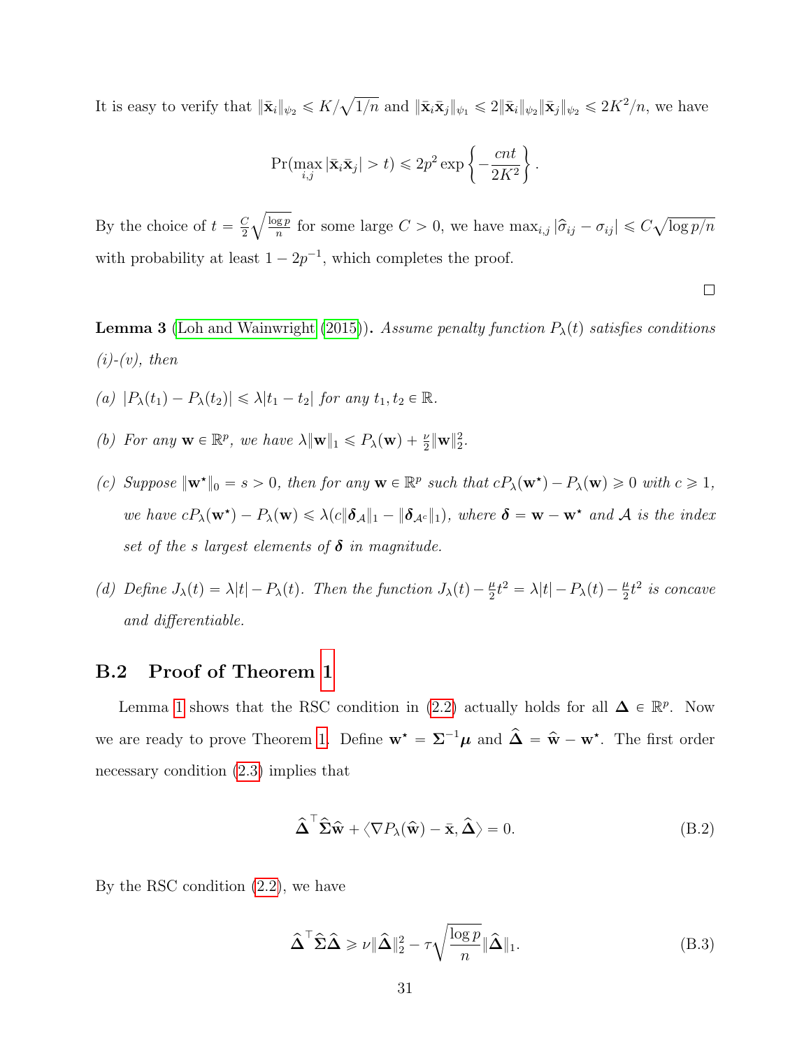It is easy to verify that $\|\bar{\mathbf{x}}_i\|_{\psi_2} \leqslant K/\sqrt{1/n}$ and $\|\bar{\mathbf{x}}_i\bar{\mathbf{x}}_j\|_{\psi_1} \leqslant 2\|\bar{\mathbf{x}}_i\|_{\psi_2}\|\bar{\mathbf{x}}_j\|_{\psi_2} \leqslant 2K^2/n$, we have

$$\Pr(\max_{i,j} |\bar{\mathbf{x}}_i\bar{\mathbf{x}}_j| > t) \leqslant 2p^2 \exp\left\{-\frac{cnt}{2K^2}\right\}.$$

By the choice of $t = \frac{C}{2}\sqrt{\frac{\log p}{n}}$ for some large $C > 0$, we have $\max_{i,j} |\widehat{\sigma}_{ij} - \sigma_{ij}| \leqslant C\sqrt{\log p/n}$ with probability at least $1 - 2p^{-1}$, which completes the proof.

$\square$

**Lemma 3** (Loh and Wainwright (2015)). *Assume penalty function $P_\lambda(t)$ satisfies conditions (i)-(v), then*

*(a) $|P_\lambda(t_1) - P_\lambda(t_2)| \leqslant \lambda|t_1 - t_2|$ for any $t_1, t_2 \in \mathbb{R}$.*

*(b) For any $\mathbf{w} \in \mathbb{R}^p$, we have $\lambda\|\mathbf{w}\|_1 \leqslant P_\lambda(\mathbf{w}) + \frac{\nu}{2}\|\mathbf{w}\|_2^2$.*

*(c) Suppose $\|\mathbf{w}^\star\|_0 = s > 0$, then for any $\mathbf{w} \in \mathbb{R}^p$ such that $cP_\lambda(\mathbf{w}^\star) - P_\lambda(\mathbf{w}) \geqslant 0$ with $c \geqslant 1$, we have $cP_\lambda(\mathbf{w}^\star) - P_\lambda(\mathbf{w}) \leqslant \lambda(c\|\boldsymbol{\delta}_{\mathcal{A}}\|_1 - \|\boldsymbol{\delta}_{\mathcal{A}^c}\|_1)$, where $\boldsymbol{\delta} = \mathbf{w} - \mathbf{w}^\star$ and $\mathcal{A}$ is the index set of the $s$ largest elements of $\boldsymbol{\delta}$ in magnitude.*

*(d) Define $J_\lambda(t) = \lambda|t| - P_\lambda(t)$. Then the function $J_\lambda(t) - \frac{\mu}{2}t^2 = \lambda|t| - P_\lambda(t) - \frac{\mu}{2}t^2$ is concave and differentiable.*

## B.2 Proof of Theorem 1

Lemma 1 shows that the RSC condition in (2.2) actually holds for all $\boldsymbol{\Delta} \in \mathbb{R}^p$. Now we are ready to prove Theorem 1. Define $\mathbf{w}^\star = \boldsymbol{\Sigma}^{-1}\boldsymbol{\mu}$ and $\widehat{\boldsymbol{\Delta}} = \widehat{\mathbf{w}} - \mathbf{w}^\star$. The first order necessary condition (2.3) implies that

$$\widehat{\boldsymbol{\Delta}}^\top \widehat{\boldsymbol{\Sigma}}\widehat{\mathbf{w}} + \langle \nabla P_\lambda(\widehat{\mathbf{w}}) - \bar{\mathbf{x}}, \widehat{\boldsymbol{\Delta}} \rangle = 0. \tag{B.2}$$

By the RSC condition (2.2), we have

$$\widehat{\boldsymbol{\Delta}}^\top \widehat{\boldsymbol{\Sigma}}\widehat{\boldsymbol{\Delta}} \geqslant \nu\|\widehat{\boldsymbol{\Delta}}\|_2^2 - \tau\sqrt{\frac{\log p}{n}}\|\widehat{\boldsymbol{\Delta}}\|_1. \tag{B.3}$$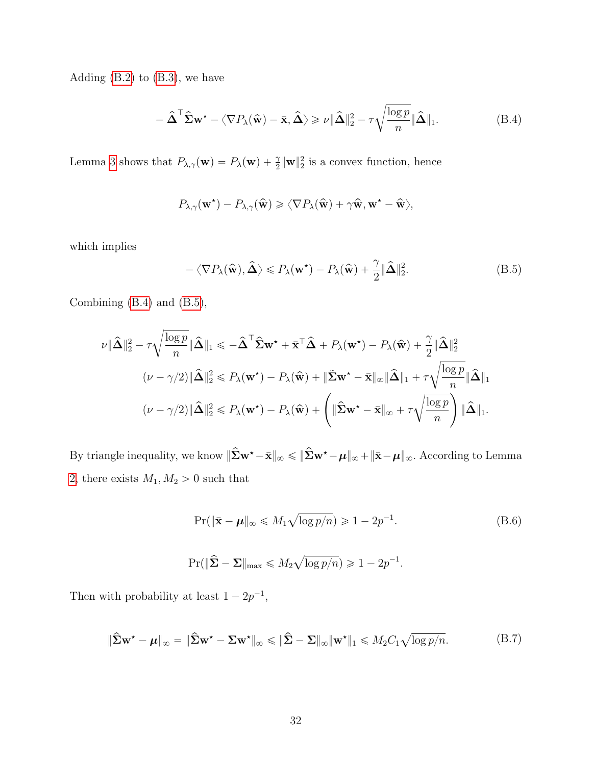Adding (B.2) to (B.3), we have

$$-\widehat{\boldsymbol{\Delta}}^\top \widehat{\boldsymbol{\Sigma}} \mathbf{w}^\star - \langle \nabla P_\lambda(\widehat{\mathbf{w}}) - \bar{\mathbf{x}}, \widehat{\boldsymbol{\Delta}} \rangle \geqslant \nu \|\widehat{\boldsymbol{\Delta}}\|_2^2 - \tau \sqrt{\frac{\log p}{n}} \|\widehat{\boldsymbol{\Delta}}\|_1. \tag{B.4}$$

Lemma 3 shows that $P_{\lambda,\gamma}(\mathbf{w}) = P_\lambda(\mathbf{w}) + \frac{\gamma}{2}\|\mathbf{w}\|_2^2$ is a convex function, hence

$$P_{\lambda,\gamma}(\mathbf{w}^\star) - P_{\lambda,\gamma}(\widehat{\mathbf{w}}) \geqslant \langle \nabla P_\lambda(\widehat{\mathbf{w}}) + \gamma \widehat{\mathbf{w}}, \mathbf{w}^\star - \widehat{\mathbf{w}} \rangle,$$

which implies

$$-\langle \nabla P_\lambda(\widehat{\mathbf{w}}), \widehat{\boldsymbol{\Delta}} \rangle \leqslant P_\lambda(\mathbf{w}^\star) - P_\lambda(\widehat{\mathbf{w}}) + \frac{\gamma}{2}\|\widehat{\boldsymbol{\Delta}}\|_2^2. \tag{B.5}$$

Combining (B.4) and (B.5),

$$\begin{aligned}
\nu \|\widehat{\boldsymbol{\Delta}}\|_2^2 - \tau \sqrt{\frac{\log p}{n}} \|\widehat{\boldsymbol{\Delta}}\|_1 &\leqslant -\widehat{\boldsymbol{\Delta}}^\top \widehat{\boldsymbol{\Sigma}} \mathbf{w}^\star + \bar{\mathbf{x}}^\top \widehat{\boldsymbol{\Delta}} + P_\lambda(\mathbf{w}^\star) - P_\lambda(\widehat{\mathbf{w}}) + \frac{\gamma}{2}\|\widehat{\boldsymbol{\Delta}}\|_2^2 \\
(\nu - \gamma/2)\|\widehat{\boldsymbol{\Delta}}\|_2^2 &\leqslant P_\lambda(\mathbf{w}^\star) - P_\lambda(\widehat{\mathbf{w}}) + \|\tilde{\boldsymbol{\Sigma}} \mathbf{w}^\star - \bar{\mathbf{x}}\|_\infty \|\widehat{\boldsymbol{\Delta}}\|_1 + \tau \sqrt{\frac{\log p}{n}} \|\widehat{\boldsymbol{\Delta}}\|_1 \\
(\nu - \gamma/2)\|\widehat{\boldsymbol{\Delta}}\|_2^2 &\leqslant P_\lambda(\mathbf{w}^\star) - P_\lambda(\widehat{\mathbf{w}}) + \left( \|\widehat{\boldsymbol{\Sigma}} \mathbf{w}^\star - \bar{\mathbf{x}}\|_\infty + \tau \sqrt{\frac{\log p}{n}} \right) \|\widehat{\boldsymbol{\Delta}}\|_1.
\end{aligned}$$

By triangle inequality, we know $\|\widehat{\boldsymbol{\Sigma}} \mathbf{w}^\star - \bar{\mathbf{x}}\|_\infty \leqslant \|\widehat{\boldsymbol{\Sigma}} \mathbf{w}^\star - \boldsymbol{\mu}\|_\infty + \|\bar{\mathbf{x}} - \boldsymbol{\mu}\|_\infty$. According to Lemma 2, there exists $M_1, M_2 > 0$ such that

$$\Pr(\|\bar{\mathbf{x}} - \boldsymbol{\mu}\|_\infty \leqslant M_1 \sqrt{\log p/n}) \geqslant 1 - 2p^{-1}. \tag{B.6}$$

$$\Pr(\|\widehat{\boldsymbol{\Sigma}} - \boldsymbol{\Sigma}\|_{\max} \leqslant M_2 \sqrt{\log p/n}) \geqslant 1 - 2p^{-1}.$$

Then with probability at least $1 - 2p^{-1}$,

$$\|\widehat{\boldsymbol{\Sigma}} \mathbf{w}^\star - \boldsymbol{\mu}\|_\infty = \|\widehat{\boldsymbol{\Sigma}} \mathbf{w}^\star - \boldsymbol{\Sigma} \mathbf{w}^\star\|_\infty \leqslant \|\widehat{\boldsymbol{\Sigma}} - \boldsymbol{\Sigma}\|_\infty \|\mathbf{w}^\star\|_1 \leqslant M_2 C_1 \sqrt{\log p/n}. \tag{B.7}$$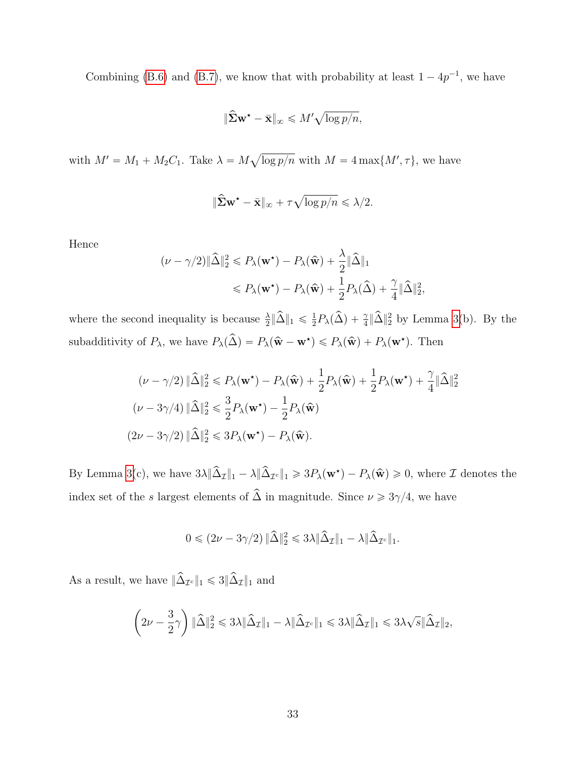Combining (B.6) and (B.7), we know that with probability at least $1 - 4p^{-1}$, we have

$$\|\widehat{\boldsymbol{\Sigma}}\mathbf{w}^\star - \bar{\mathbf{x}}\|_\infty \leqslant M'\sqrt{\log p/n},$$

with $M' = M_1 + M_2 C_1$. Take $\lambda = M\sqrt{\log p/n}$ with $M = 4\max\{M', \tau\}$, we have

$$\|\widehat{\boldsymbol{\Sigma}}\mathbf{w}^\star - \bar{\mathbf{x}}\|_\infty + \tau\sqrt{\log p/n} \leqslant \lambda/2.$$

Hence

$$\begin{aligned}
(\nu - \gamma/2)\|\widehat{\Delta}\|_2^2 &\leqslant P_\lambda(\mathbf{w}^\star) - P_\lambda(\widehat{\mathbf{w}}) + \frac{\lambda}{2}\|\widehat{\Delta}\|_1 \\
&\leqslant P_\lambda(\mathbf{w}^\star) - P_\lambda(\widehat{\mathbf{w}}) + \frac{1}{2}P_\lambda(\widehat{\Delta}) + \frac{\gamma}{4}\|\widehat{\Delta}\|_2^2,
\end{aligned}$$

where the second inequality is because $\frac{\lambda}{2}\|\widehat{\Delta}\|_1 \leqslant \frac{1}{2}P_\lambda(\widehat{\Delta}) + \frac{\gamma}{4}\|\widehat{\Delta}\|_2^2$ by Lemma 3(b). By the subadditivity of $P_\lambda$, we have $P_\lambda(\widehat{\Delta}) = P_\lambda(\widehat{\mathbf{w}} - \mathbf{w}^\star) \leqslant P_\lambda(\widehat{\mathbf{w}}) + P_\lambda(\mathbf{w}^\star)$. Then

$$\begin{aligned}
(\nu - \gamma/2)\,\|\widehat{\Delta}\|_2^2 &\leqslant P_\lambda(\mathbf{w}^\star) - P_\lambda(\widehat{\mathbf{w}}) + \frac{1}{2}P_\lambda(\widehat{\mathbf{w}}) + \frac{1}{2}P_\lambda(\mathbf{w}^\star) + \frac{\gamma}{4}\|\widehat{\Delta}\|_2^2 \\
(\nu - 3\gamma/4)\,\|\widehat{\Delta}\|_2^2 &\leqslant \frac{3}{2}P_\lambda(\mathbf{w}^\star) - \frac{1}{2}P_\lambda(\widehat{\mathbf{w}}) \\
(2\nu - 3\gamma/2)\,\|\widehat{\Delta}\|_2^2 &\leqslant 3P_\lambda(\mathbf{w}^\star) - P_\lambda(\widehat{\mathbf{w}}).
\end{aligned}$$

By Lemma 3(c), we have $3\lambda\|\widehat{\Delta}_{\mathcal{I}}\|_1 - \lambda\|\widehat{\Delta}_{\mathcal{I}^c}\|_1 \geqslant 3P_\lambda(\mathbf{w}^\star) - P_\lambda(\widehat{\mathbf{w}}) \geqslant 0$, where $\mathcal{I}$ denotes the index set of the $s$ largest elements of $\widehat{\Delta}$ in magnitude. Since $\nu \geqslant 3\gamma/4$, we have

$$0 \leqslant (2\nu - 3\gamma/2)\,\|\widehat{\Delta}\|_2^2 \leqslant 3\lambda\|\widehat{\Delta}_{\mathcal{I}}\|_1 - \lambda\|\widehat{\Delta}_{\mathcal{I}^c}\|_1.$$

As a result, we have $\|\widehat{\Delta}_{\mathcal{I}^c}\|_1 \leqslant 3\|\widehat{\Delta}_{\mathcal{I}}\|_1$ and

$$\left(2\nu - \frac{3}{2}\gamma\right)\|\widehat{\Delta}\|_2^2 \leqslant 3\lambda\|\widehat{\Delta}_{\mathcal{I}}\|_1 - \lambda\|\widehat{\Delta}_{\mathcal{I}^c}\|_1 \leqslant 3\lambda\|\widehat{\Delta}_{\mathcal{I}}\|_1 \leqslant 3\lambda\sqrt{s}\|\widehat{\Delta}_{\mathcal{I}}\|_2,$$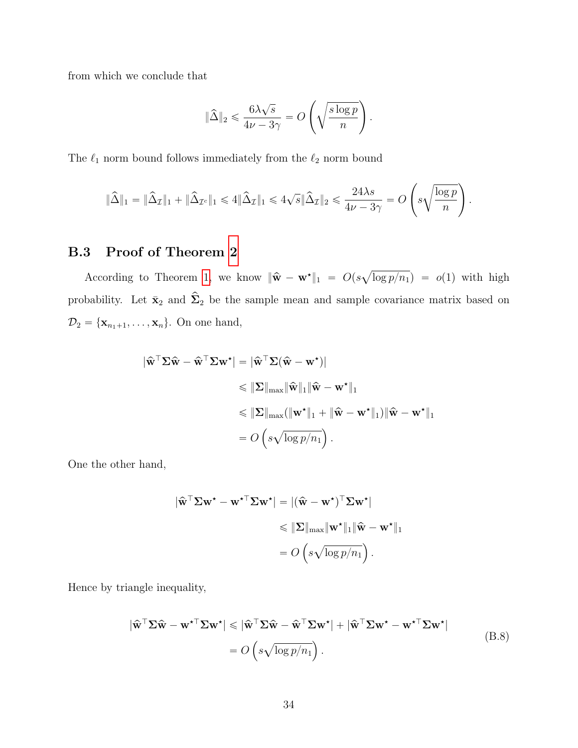from which we conclude that

$$\|\widehat{\Delta}\|_2 \leqslant \frac{6\lambda\sqrt{s}}{4\nu - 3\gamma} = O\left(\sqrt{\frac{s\log p}{n}}\right).$$

The $\ell_1$ norm bound follows immediately from the $\ell_2$ norm bound

$$\|\widehat{\Delta}\|_1 = \|\widehat{\Delta}_{\mathcal{I}}\|_1 + \|\widehat{\Delta}_{\mathcal{I}^c}\|_1 \leqslant 4\|\widehat{\Delta}_{\mathcal{I}}\|_1 \leqslant 4\sqrt{s}\|\widehat{\Delta}_{\mathcal{I}}\|_2 \leqslant \frac{24\lambda s}{4\nu - 3\gamma} = O\left(s\sqrt{\frac{\log p}{n}}\right).$$

### B.3 Proof of Theorem 2

According to Theorem 1, we know $\|\widehat{\mathbf{w}} - \mathbf{w}^\star\|_1 = O(s\sqrt{\log p/n_1}) = o(1)$ with high probability. Let $\bar{\mathbf{x}}_2$ and $\widehat{\boldsymbol{\Sigma}}_2$ be the sample mean and sample covariance matrix based on $\mathcal{D}_2 = \{\mathbf{x}_{n_1+1}, \ldots, \mathbf{x}_n\}$. On one hand,

$$\begin{aligned}
|\widehat{\mathbf{w}}^\top \boldsymbol{\Sigma} \widehat{\mathbf{w}} - \widehat{\mathbf{w}}^\top \boldsymbol{\Sigma} \mathbf{w}^\star| &= |\widehat{\mathbf{w}}^\top \boldsymbol{\Sigma}(\widehat{\mathbf{w}} - \mathbf{w}^\star)| \\
&\leqslant \|\boldsymbol{\Sigma}\|_{\max}\|\widehat{\mathbf{w}}\|_1\|\widehat{\mathbf{w}} - \mathbf{w}^\star\|_1 \\
&\leqslant \|\boldsymbol{\Sigma}\|_{\max}(\|\mathbf{w}^\star\|_1 + \|\widehat{\mathbf{w}} - \mathbf{w}^\star\|_1)\|\widehat{\mathbf{w}} - \mathbf{w}^\star\|_1 \\
&= O\left(s\sqrt{\log p/n_1}\right).
\end{aligned}$$

One the other hand,

$$\begin{aligned}
|\widehat{\mathbf{w}}^\top \boldsymbol{\Sigma} \mathbf{w}^\star - \mathbf{w}^{\star\top} \boldsymbol{\Sigma} \mathbf{w}^\star| &= |(\widehat{\mathbf{w}} - \mathbf{w}^\star)^\top \boldsymbol{\Sigma} \mathbf{w}^\star| \\
&\leqslant \|\boldsymbol{\Sigma}\|_{\max}\|\mathbf{w}^\star\|_1\|\widehat{\mathbf{w}} - \mathbf{w}^\star\|_1 \\
&= O\left(s\sqrt{\log p/n_1}\right).
\end{aligned}$$

Hence by triangle inequality,

$$\begin{aligned}
|\widehat{\mathbf{w}}^\top \boldsymbol{\Sigma} \widehat{\mathbf{w}} - \mathbf{w}^{\star\top} \boldsymbol{\Sigma} \mathbf{w}^\star| &\leqslant |\widehat{\mathbf{w}}^\top \boldsymbol{\Sigma} \widehat{\mathbf{w}} - \widehat{\mathbf{w}}^\top \boldsymbol{\Sigma} \mathbf{w}^\star| + |\widehat{\mathbf{w}}^\top \boldsymbol{\Sigma} \mathbf{w}^\star - \mathbf{w}^{\star\top} \boldsymbol{\Sigma} \mathbf{w}^\star| \\
&= O\left(s\sqrt{\log p/n_1}\right).
\end{aligned} \tag{B.8}$$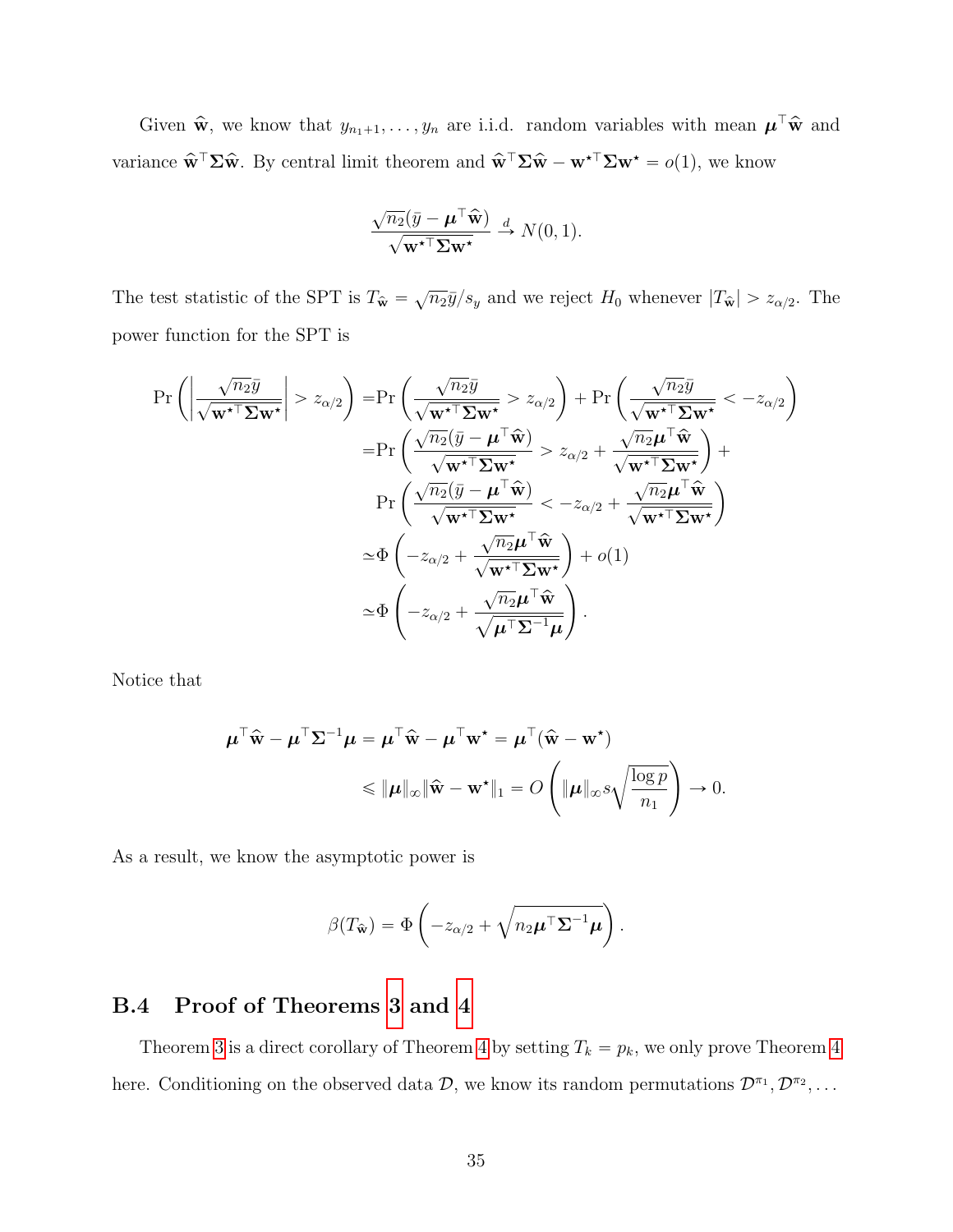Given $\widehat{\mathbf{w}}$, we know that $y_{n_1+1}, \ldots, y_n$ are i.i.d. random variables with mean $\boldsymbol{\mu}^\top \widehat{\mathbf{w}}$ and variance $\widehat{\mathbf{w}}^\top \boldsymbol{\Sigma} \widehat{\mathbf{w}}$. By central limit theorem and $\widehat{\mathbf{w}}^\top \boldsymbol{\Sigma} \widehat{\mathbf{w}} - \mathbf{w}^{\star\top} \boldsymbol{\Sigma} \mathbf{w}^\star = o(1)$, we know

$$\frac{\sqrt{n_2}(\bar{y} - \boldsymbol{\mu}^\top \widehat{\mathbf{w}})}{\sqrt{\mathbf{w}^{\star\top} \boldsymbol{\Sigma} \mathbf{w}^\star}} \xrightarrow{d} N(0,1).$$

The test statistic of the SPT is $T_{\widehat{\mathbf{w}}} = \sqrt{n_2}\bar{y}/s_y$ and we reject $H_0$ whenever $|T_{\widehat{\mathbf{w}}}| > z_{\alpha/2}$. The power function for the SPT is

$$\begin{aligned}
\Pr\left(\left|\frac{\sqrt{n_2}\bar{y}}{\sqrt{\mathbf{w}^{\star\top}\boldsymbol{\Sigma}\mathbf{w}^\star}}\right| > z_{\alpha/2}\right) =& \Pr\left(\frac{\sqrt{n_2}\bar{y}}{\sqrt{\mathbf{w}^{\star\top}\boldsymbol{\Sigma}\mathbf{w}^\star}} > z_{\alpha/2}\right) + \Pr\left(\frac{\sqrt{n_2}\bar{y}}{\sqrt{\mathbf{w}^{\star\top}\boldsymbol{\Sigma}\mathbf{w}^\star}} < -z_{\alpha/2}\right) \\
=& \Pr\left(\frac{\sqrt{n_2}(\bar{y} - \boldsymbol{\mu}^\top \widehat{\mathbf{w}})}{\sqrt{\mathbf{w}^{\star\top}\boldsymbol{\Sigma}\mathbf{w}^\star}} > z_{\alpha/2} + \frac{\sqrt{n_2}\boldsymbol{\mu}^\top \widehat{\mathbf{w}}}{\sqrt{\mathbf{w}^{\star\top}\boldsymbol{\Sigma}\mathbf{w}^\star}}\right) + \\
& \Pr\left(\frac{\sqrt{n_2}(\bar{y} - \boldsymbol{\mu}^\top \widehat{\mathbf{w}})}{\sqrt{\mathbf{w}^{\star\top}\boldsymbol{\Sigma}\mathbf{w}^\star}} < -z_{\alpha/2} + \frac{\sqrt{n_2}\boldsymbol{\mu}^\top \widehat{\mathbf{w}}}{\sqrt{\mathbf{w}^{\star\top}\boldsymbol{\Sigma}\mathbf{w}^\star}}\right) \\
\simeq& \Phi\left(-z_{\alpha/2} + \frac{\sqrt{n_2}\boldsymbol{\mu}^\top \widehat{\mathbf{w}}}{\sqrt{\mathbf{w}^{\star\top}\boldsymbol{\Sigma}\mathbf{w}^\star}}\right) + o(1) \\
\simeq& \Phi\left(-z_{\alpha/2} + \frac{\sqrt{n_2}\boldsymbol{\mu}^\top \widehat{\mathbf{w}}}{\sqrt{\boldsymbol{\mu}^\top \boldsymbol{\Sigma}^{-1} \boldsymbol{\mu}}}\right).
\end{aligned}$$

Notice that

$$\begin{aligned}
\boldsymbol{\mu}^\top \widehat{\mathbf{w}} - \boldsymbol{\mu}^\top \boldsymbol{\Sigma}^{-1} \boldsymbol{\mu} &= \boldsymbol{\mu}^\top \widehat{\mathbf{w}} - \boldsymbol{\mu}^\top \mathbf{w}^\star = \boldsymbol{\mu}^\top (\widehat{\mathbf{w}} - \mathbf{w}^\star) \\
&\leqslant \|\boldsymbol{\mu}\|_\infty \|\widehat{\mathbf{w}} - \mathbf{w}^\star\|_1 = O\left(\|\boldsymbol{\mu}\|_\infty s \sqrt{\frac{\log p}{n_1}}\right) \to 0.
\end{aligned}$$

As a result, we know the asymptotic power is

$$\beta(T_{\widehat{\mathbf{w}}}) = \Phi\left(-z_{\alpha/2} + \sqrt{n_2 \boldsymbol{\mu}^\top \boldsymbol{\Sigma}^{-1} \boldsymbol{\mu}}\right).$$

## B.4 Proof of Theorems 3 and 4

Theorem 3 is a direct corollary of Theorem 4 by setting $T_k = p_k$, we only prove Theorem 4 here. Conditioning on the observed data $\mathcal{D}$, we know its random permutations $\mathcal{D}^{\pi_1}, \mathcal{D}^{\pi_2}, \ldots$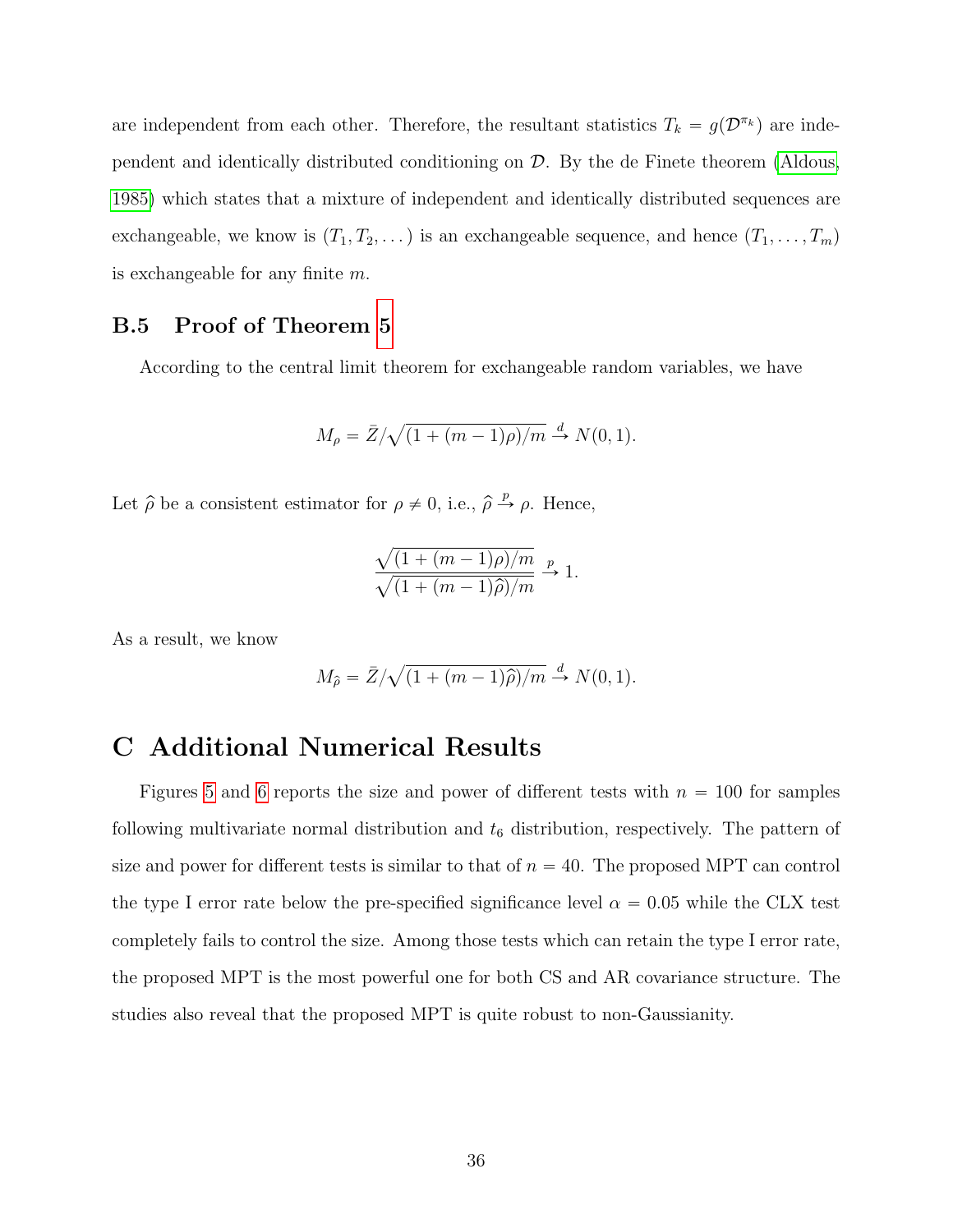are independent from each other. Therefore, the resultant statistics $T_k = g(\mathcal{D}^{\pi_k})$ are independent and identically distributed conditioning on $\mathcal{D}$. By the de Finete theorem (Aldous, 1985) which states that a mixture of independent and identically distributed sequences are exchangeable, we know is $(T_1, T_2, \dots)$ is an exchangeable sequence, and hence $(T_1, \dots, T_m)$ is exchangeable for any finite $m$.

### B.5 Proof of Theorem 5

According to the central limit theorem for exchangeable random variables, we have

$$M_\rho = \bar{Z}/\sqrt{(1+(m-1)\rho)/m} \xrightarrow{d} N(0,1).$$

Let $\widehat{\rho}$ be a consistent estimator for $\rho \neq 0$, i.e., $\widehat{\rho} \xrightarrow{p} \rho$. Hence,

$$\frac{\sqrt{(1+(m-1)\rho)/m}}{\sqrt{(1+(m-1)\widehat{\rho})/m}} \xrightarrow{p} 1.$$

As a result, we know

$$M_{\widehat{\rho}} = \bar{Z}/\sqrt{(1+(m-1)\widehat{\rho})/m} \xrightarrow{d} N(0,1).$$

## C Additional Numerical Results

Figures 5 and 6 reports the size and power of different tests with $n = 100$ for samples following multivariate normal distribution and $t_6$ distribution, respectively. The pattern of size and power for different tests is similar to that of $n = 40$. The proposed MPT can control the type I error rate below the pre-specified significance level $\alpha = 0.05$ while the CLX test completely fails to control the size. Among those tests which can retain the type I error rate, the proposed MPT is the most powerful one for both CS and AR covariance structure. The studies also reveal that the proposed MPT is quite robust to non-Gaussianity.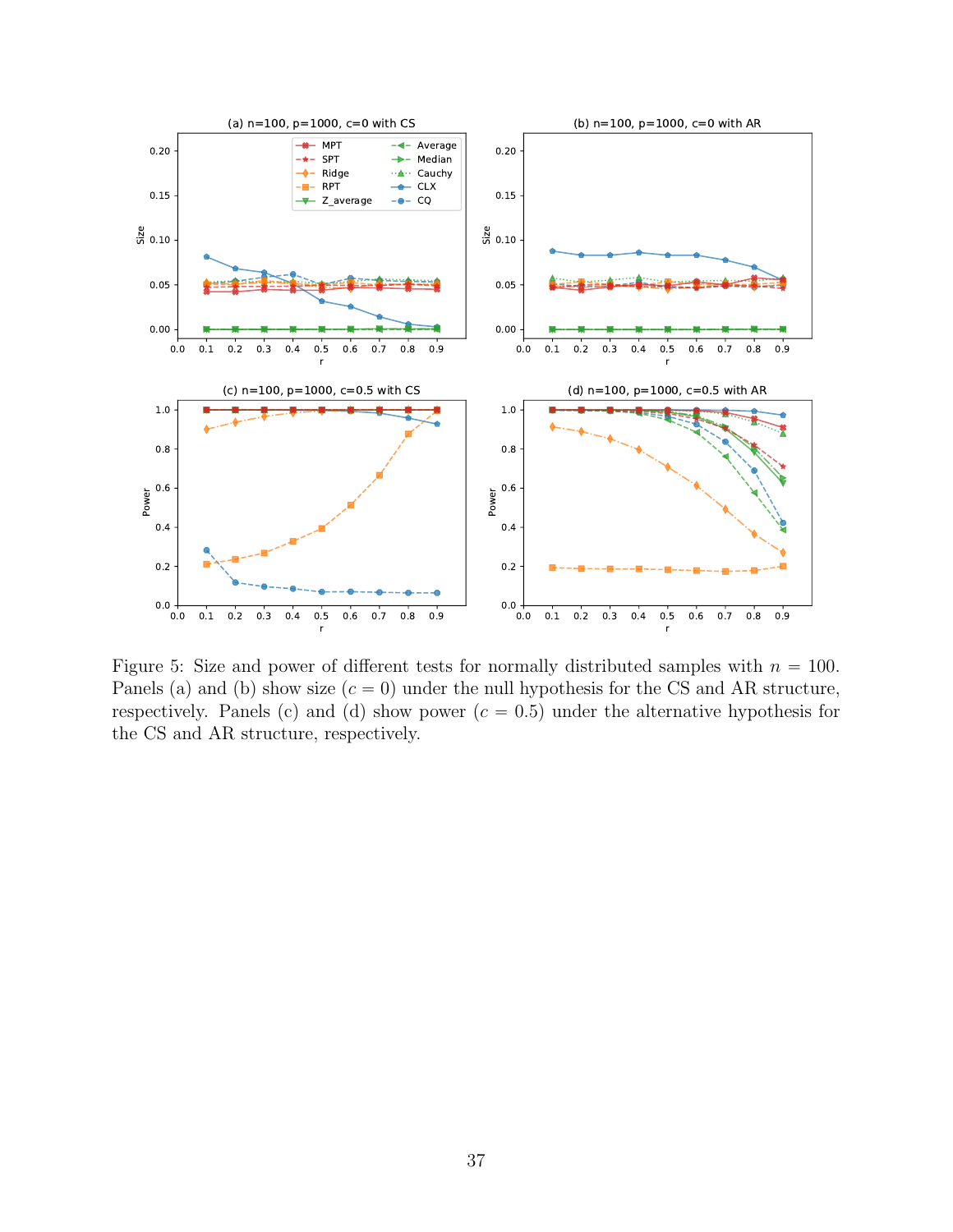Figure 5: Size and power of different tests for normally distributed samples with $n = 100$. Panels (a) and (b) show size ($c = 0$) under the null hypothesis for the CS and AR structure, respectively. Panels (c) and (d) show power ($c = 0.5$) under the alternative hypothesis for the CS and AR structure, respectively.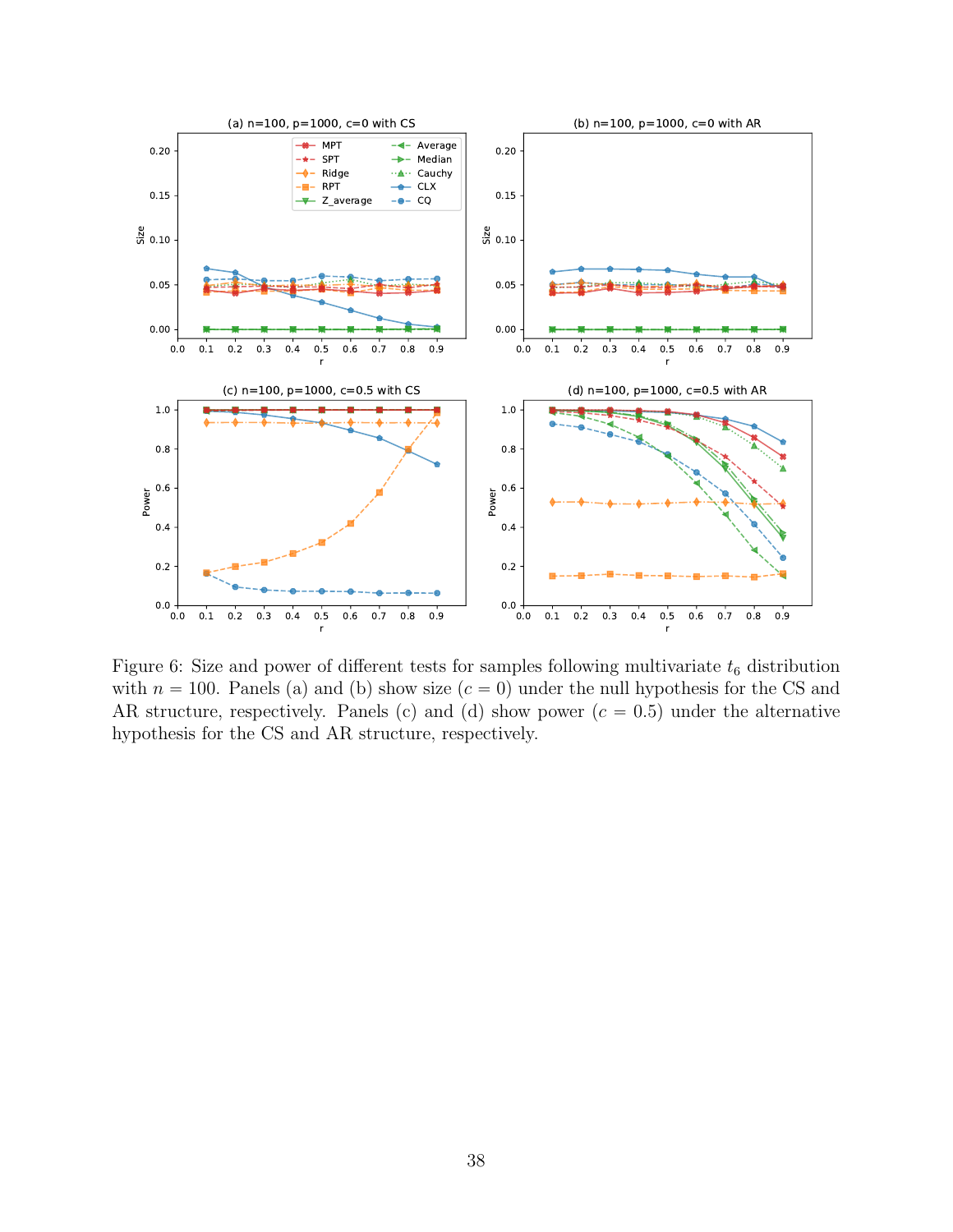(a) n=100, p=1000, c=0 with CS

Size

0.20
0.15
0.10
0.05
0.00

0.0 0.1 0.2 0.3 0.4 0.5 0.6 0.7 0.8 0.9

r

MPT
SPT
Ridge
RPT
Z_average
Average
Median
Cauchy
CLX
CQ

(b) n=100, p=1000, c=0 with AR

Size

0.20
0.15
0.10
0.05
0.00

0.0 0.1 0.2 0.3 0.4 0.5 0.6 0.7 0.8 0.9

r

(c) n=100, p=1000, c=0.5 with CS

Power

1.0
0.8
0.6
0.4
0.2
0.0

0.0 0.1 0.2 0.3 0.4 0.5 0.6 0.7 0.8 0.9

r

(d) n=100, p=1000, c=0.5 with AR

Power

1.0
0.8
0.6
0.4
0.2
0.0

0.0 0.1 0.2 0.3 0.4 0.5 0.6 0.7 0.8 0.9

r

Figure 6: Size and power of different tests for samples following multivariate $t_6$ distribution with $n = 100$. Panels (a) and (b) show size ($c = 0$) under the null hypothesis for the CS and AR structure, respectively. Panels (c) and (d) show power ($c = 0.5$) under the alternative hypothesis for the CS and AR structure, respectively.